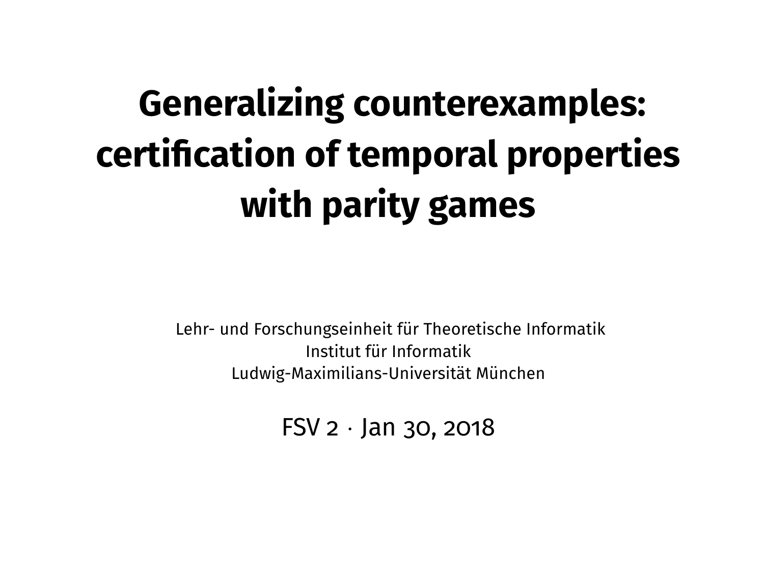# Generalizing counterexamples: certification of temporal properties with parity games

Lehr- und Forschungseinheit für Theoretische Informatik
Institut für Informatik
Ludwig-Maximilians-Universität München

FSV 2 · Jan 30, 2018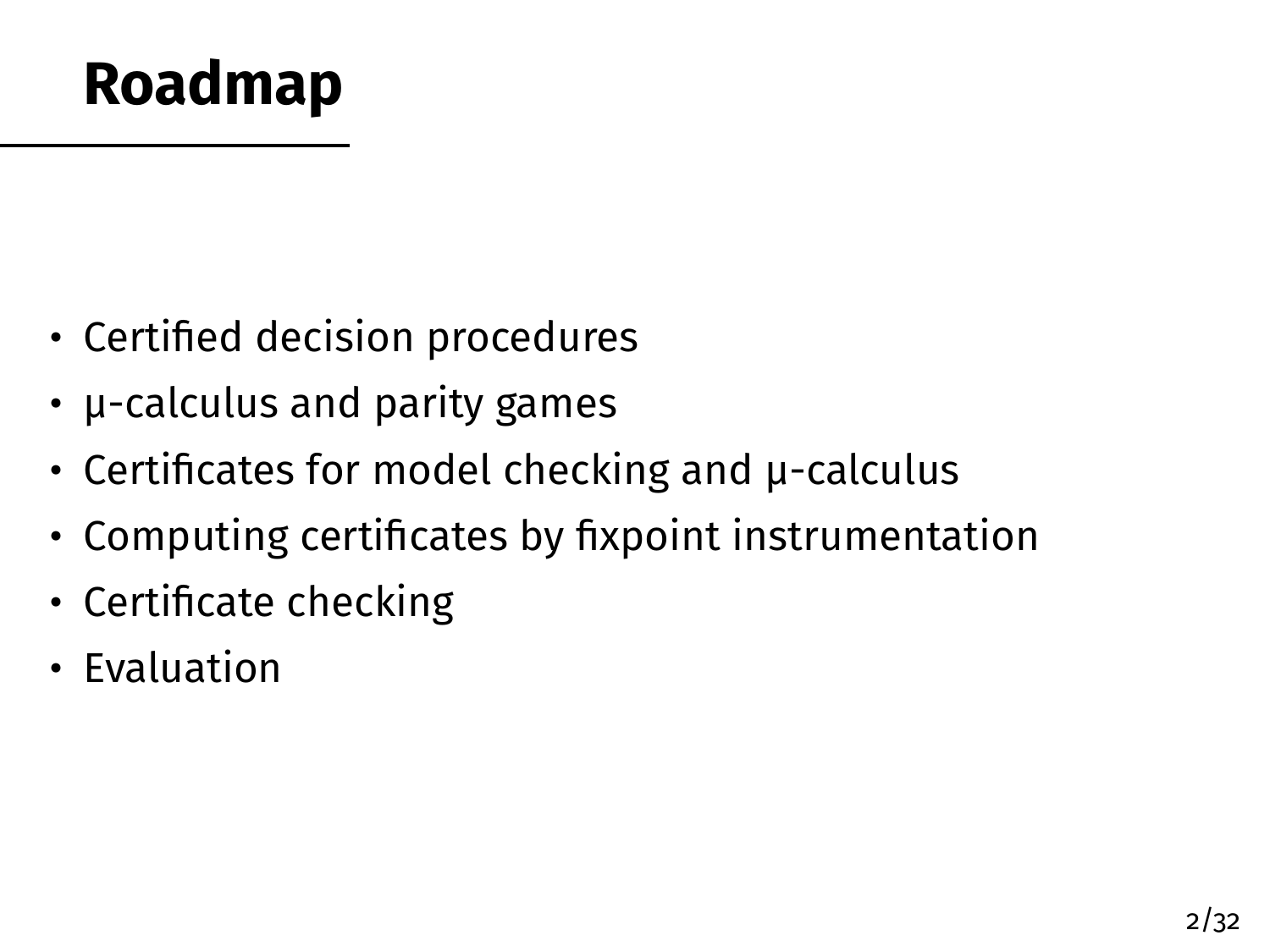# Roadmap

- Certified decision procedures
- μ-calculus and parity games
- Certificates for model checking and μ-calculus
- Computing certificates by fixpoint instrumentation
- Certificate checking
- Evaluation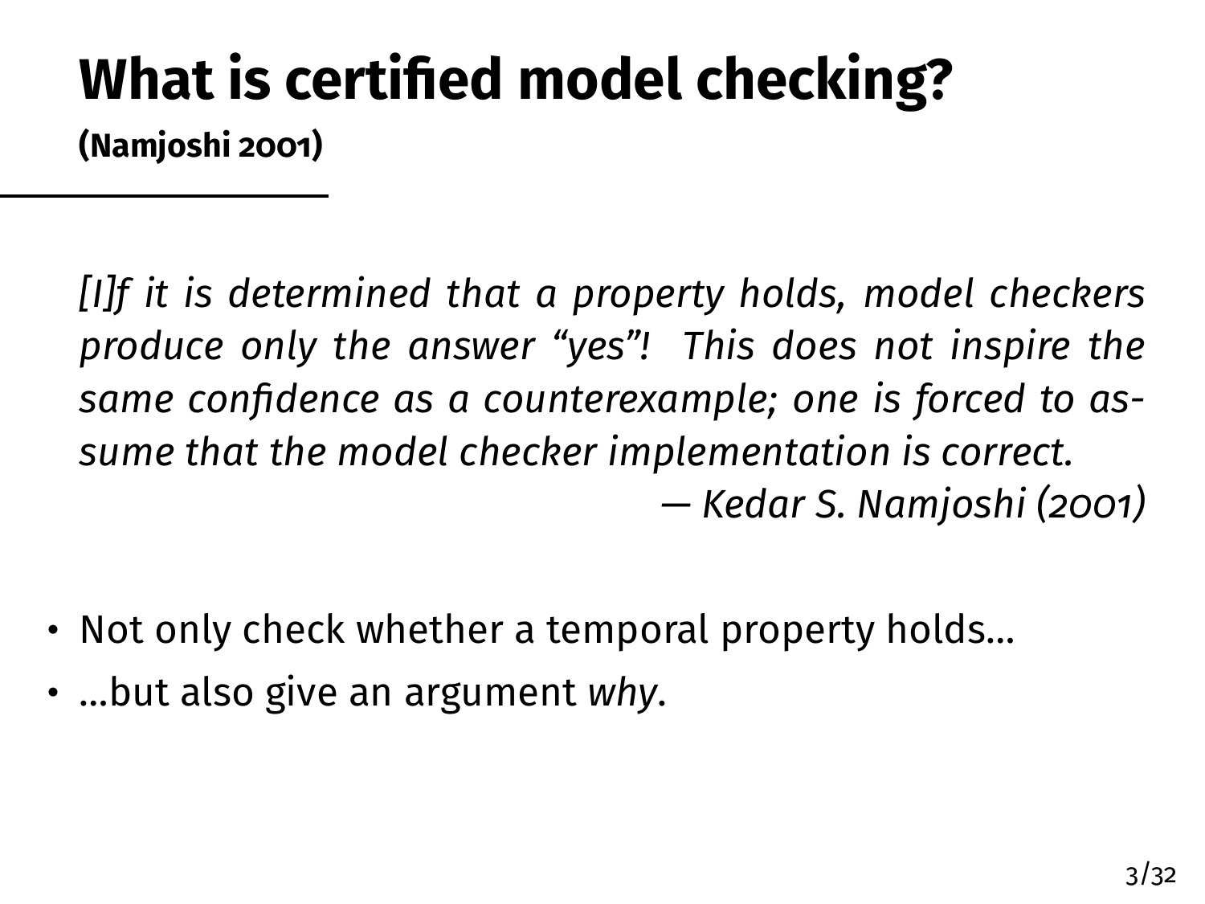# What is certified model checking?

**(Namjoshi 2001)**

> *[I]f it is determined that a property holds, model checkers produce only the answer "yes"! This does not inspire the same confidence as a counterexample; one is forced to assume that the model checker implementation is correct.*
>
> — *Kedar S. Namjoshi (2001)*

- Not only check whether a temporal property holds…
- …but also give an argument *why*.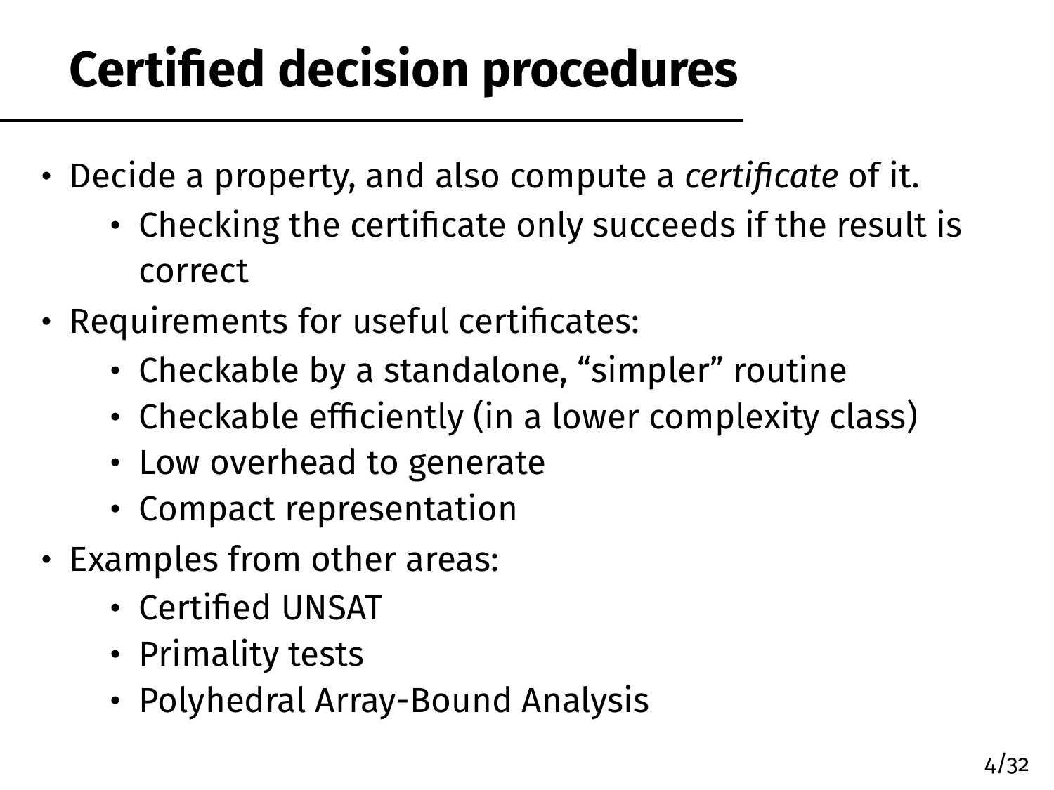# Certified decision procedures

- Decide a property, and also compute a *certificate* of it.
  - Checking the certificate only succeeds if the result is correct
- Requirements for useful certificates:
  - Checkable by a standalone, “simpler” routine
  - Checkable efficiently (in a lower complexity class)
  - Low overhead to generate
  - Compact representation
- Examples from other areas:
  - Certified UNSAT
  - Primality tests
  - Polyhedral Array-Bound Analysis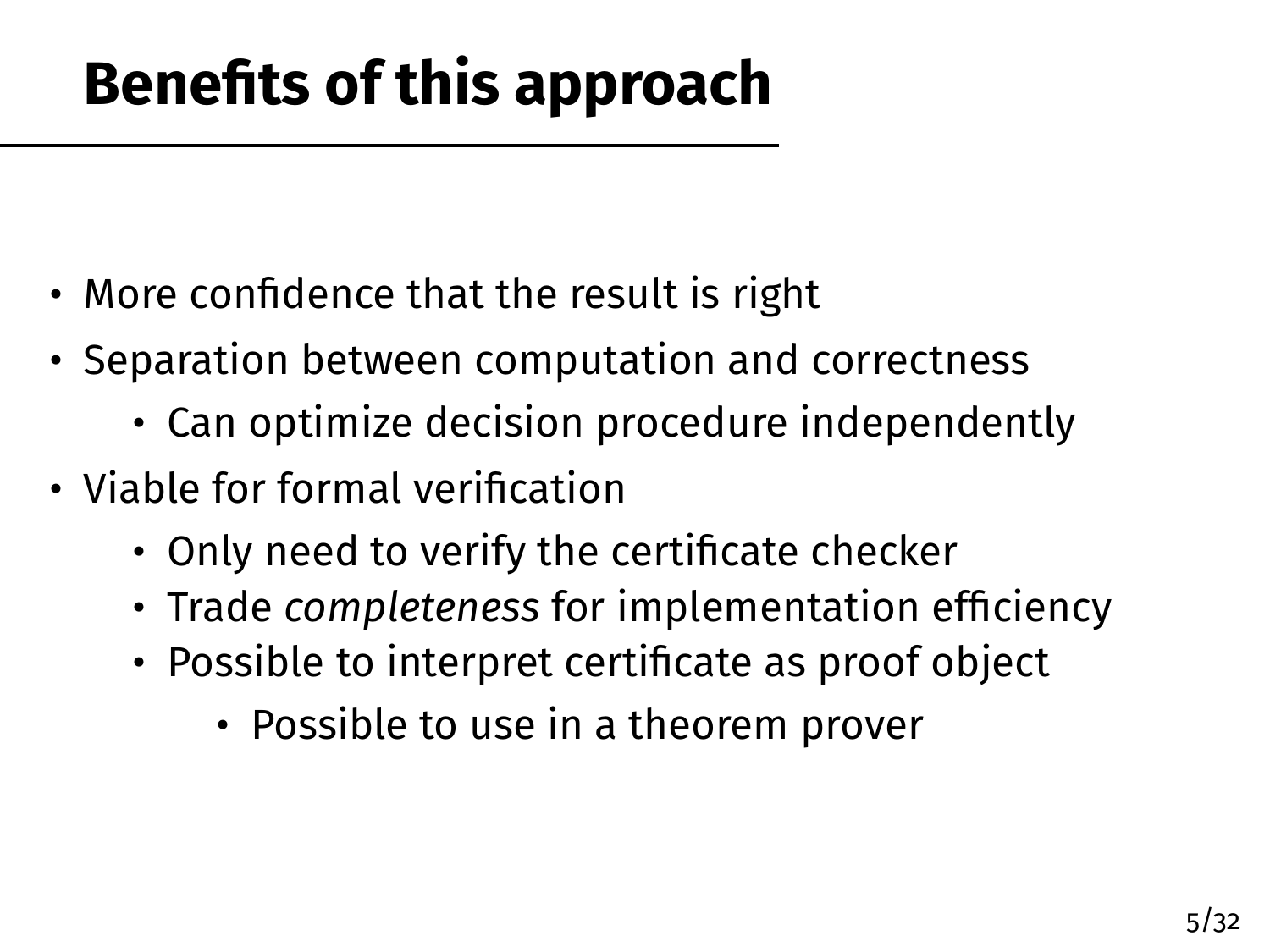# Benefits of this approach

- More confidence that the result is right
- Separation between computation and correctness
  - Can optimize decision procedure independently
- Viable for formal verification
  - Only need to verify the certificate checker
  - Trade *completeness* for implementation efficiency
  - Possible to interpret certificate as proof object
    - Possible to use in a theorem prover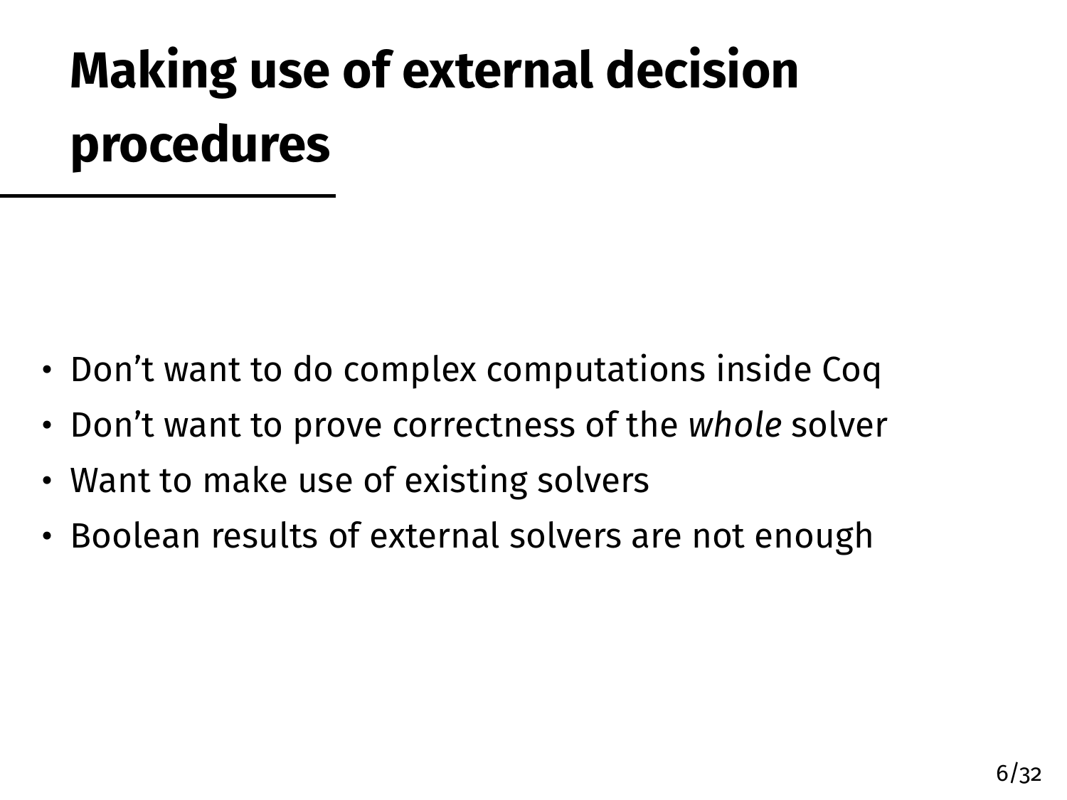# Making use of external decision procedures

- Don’t want to do complex computations inside Coq
- Don’t want to prove correctness of the *whole* solver
- Want to make use of existing solvers
- Boolean results of external solvers are not enough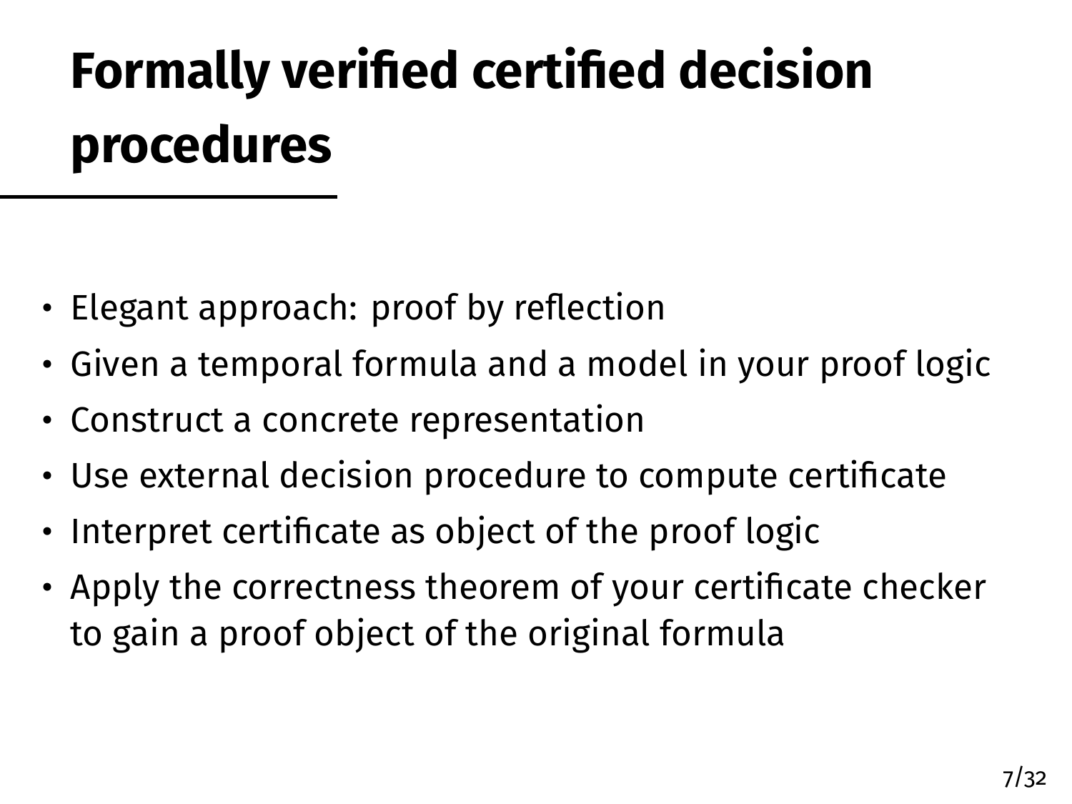# Formally verified certified decision procedures

- Elegant approach: proof by reflection
- Given a temporal formula and a model in your proof logic
- Construct a concrete representation
- Use external decision procedure to compute certificate
- Interpret certificate as object of the proof logic
- Apply the correctness theorem of your certificate checker to gain a proof object of the original formula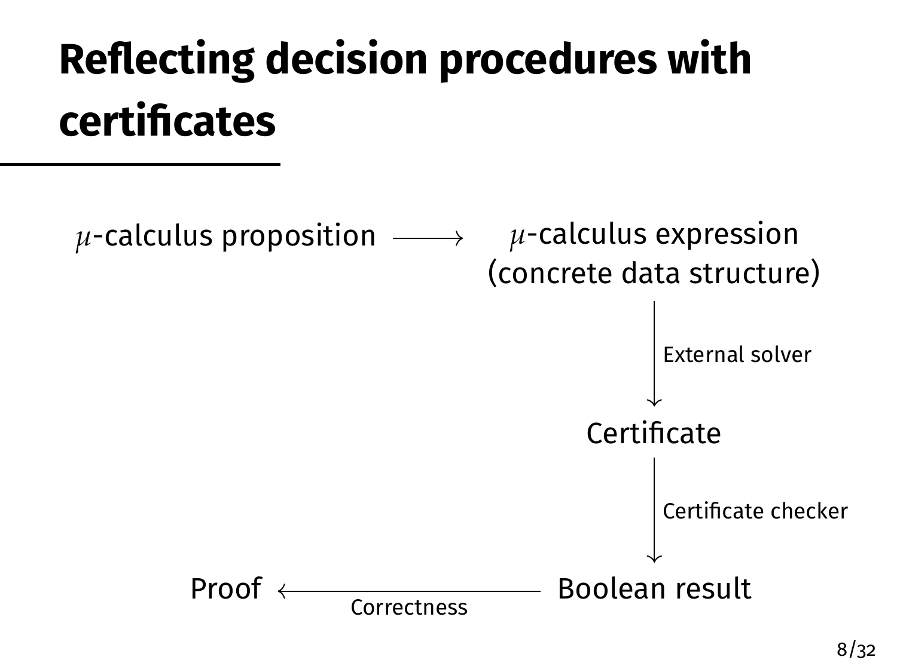# Reflecting decision procedures with certificates

$\mu$-calculus proposition $\longrightarrow$ $\mu$-calculus expression (concrete data structure)

$\downarrow$ External solver

Certificate

$\downarrow$ Certificate checker

Boolean result

Proof $\longleftarrow$ Boolean result (Correctness)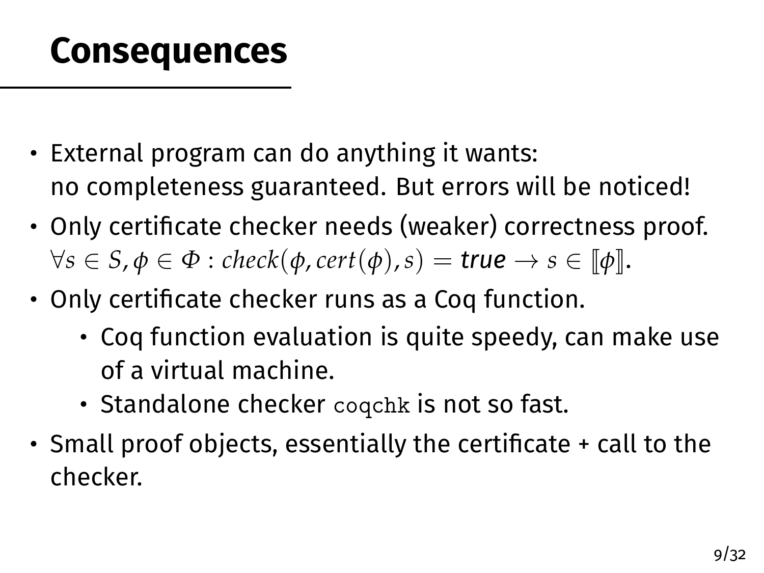# Consequences

- External program can do anything it wants:
  no completeness guaranteed. But errors will be noticed!
- Only certificate checker needs (weaker) correctness proof.
  $\forall s \in S, \phi \in \Phi : \mathit{check}(\phi, \mathit{cert}(\phi), s) = \textbf{\textit{true}} \rightarrow s \in [\![\phi]\!]$.
- Only certificate checker runs as a Coq function.
  - Coq function evaluation is quite speedy, can make use of a virtual machine.
  - Standalone checker `coqchk` is not so fast.
- Small proof objects, essentially the certificate + call to the checker.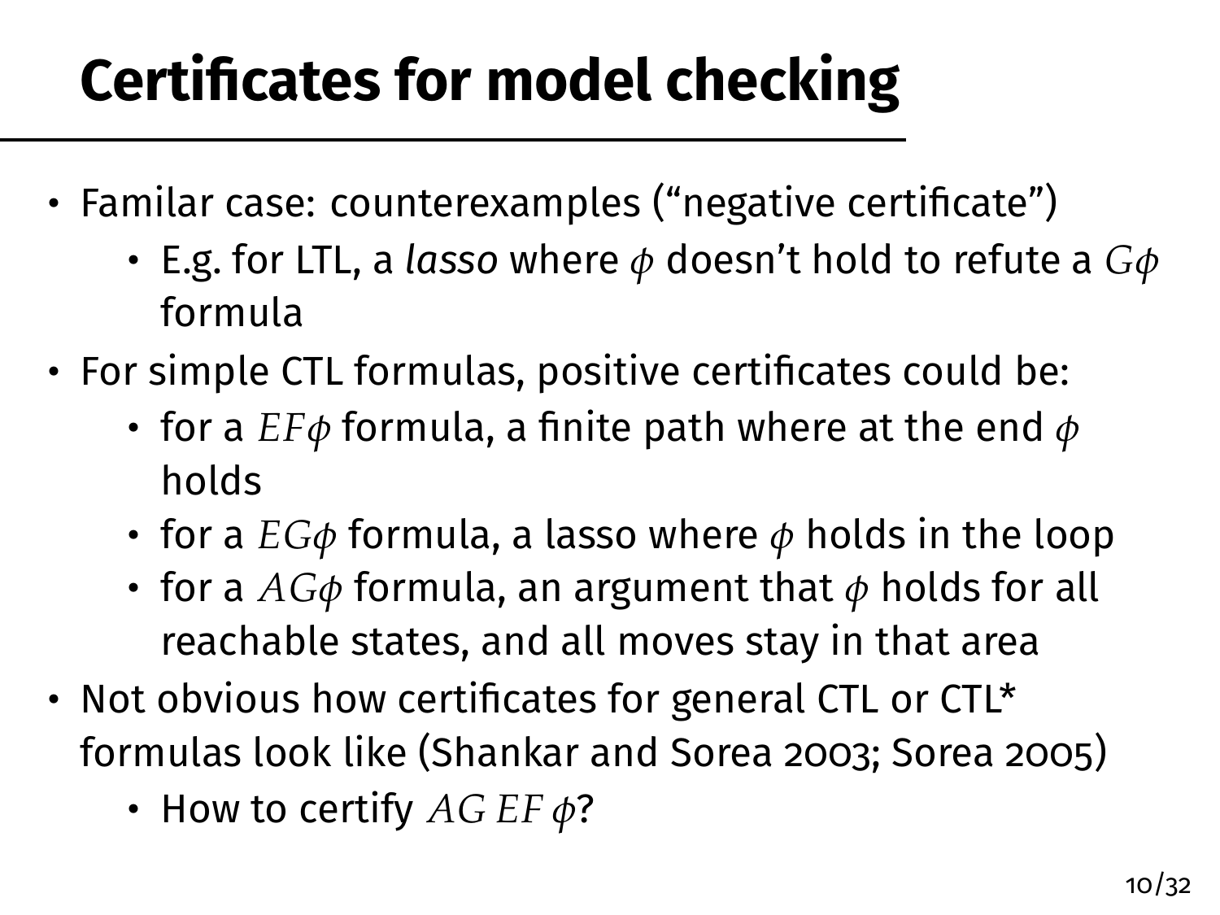# Certificates for model checking

- Familar case: counterexamples (“negative certificate”)
  - E.g. for LTL, a *lasso* where $\phi$ doesn’t hold to refute a $G\phi$ formula
- For simple CTL formulas, positive certificates could be:
  - for a $EF\phi$ formula, a finite path where at the end $\phi$ holds
  - for a $EG\phi$ formula, a lasso where $\phi$ holds in the loop
  - for a $AG\phi$ formula, an argument that $\phi$ holds for all reachable states, and all moves stay in that area
- Not obvious how certificates for general CTL or CTL* formulas look like (Shankar and Sorea 2003; Sorea 2005)
  - How to certify $AG\,EF\,\phi$?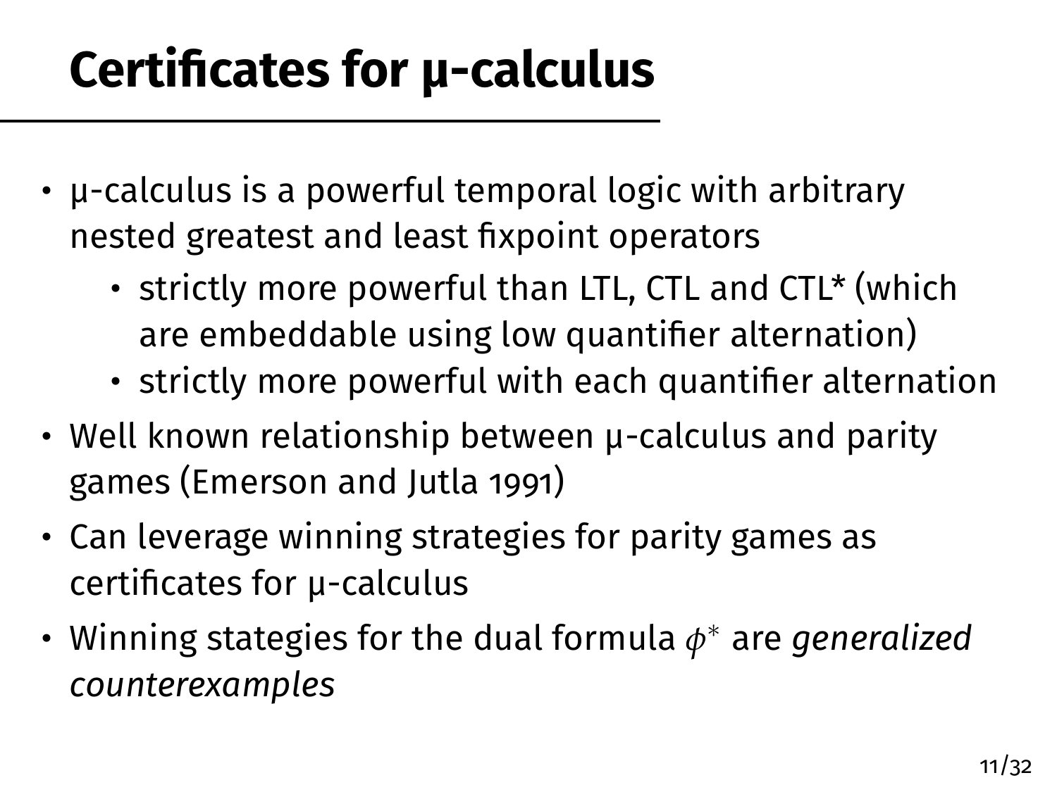# Certificates for μ-calculus

- μ-calculus is a powerful temporal logic with arbitrary nested greatest and least fixpoint operators
  - strictly more powerful than LTL, CTL and CTL* (which are embeddable using low quantifier alternation)
  - strictly more powerful with each quantifier alternation
- Well known relationship between μ-calculus and parity games (Emerson and Jutla 1991)
- Can leverage winning strategies for parity games as certificates for μ-calculus
- Winning stategies for the dual formula $\phi^*$ are *generalized counterexamples*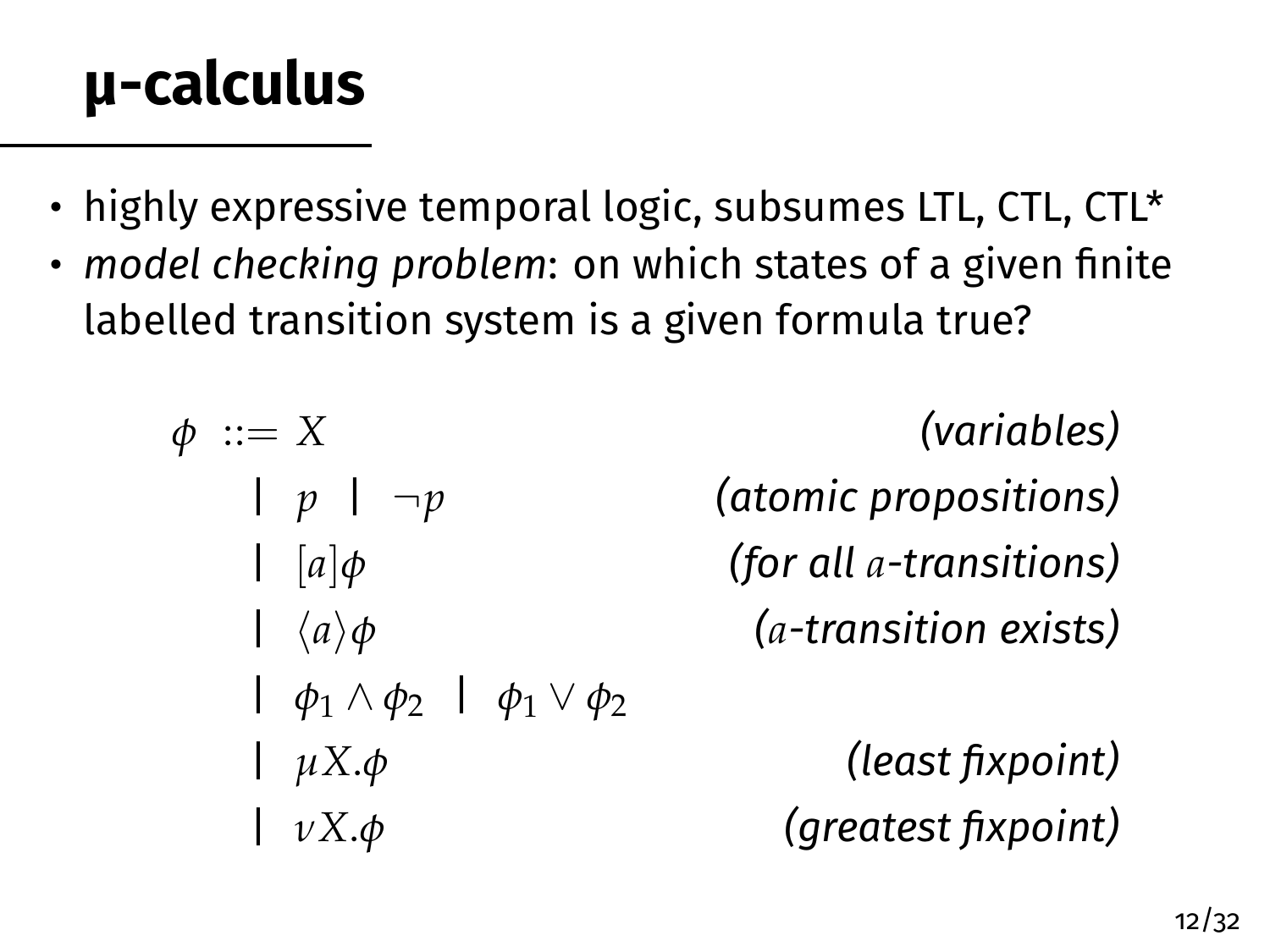# μ-calculus

- highly expressive temporal logic, subsumes LTL, CTL, CTL*
- *model checking problem*: on which states of a given finite labelled transition system is a given formula true?

| | |
|---|---|
| $\phi ::= X$ | *(variables)* |
| $\mid\ p \ \mid\ \neg p$ | *(atomic propositions)* |
| $\mid\ [a]\phi$ | *(for all $a$-transitions)* |
| $\mid\ \langle a \rangle \phi$ | *($a$-transition exists)* |
| $\mid\ \phi_1 \wedge \phi_2 \ \mid\ \phi_1 \vee \phi_2$ | |
| $\mid\ \mu X.\phi$ | *(least fixpoint)* |
| $\mid\ \nu X.\phi$ | *(greatest fixpoint)* |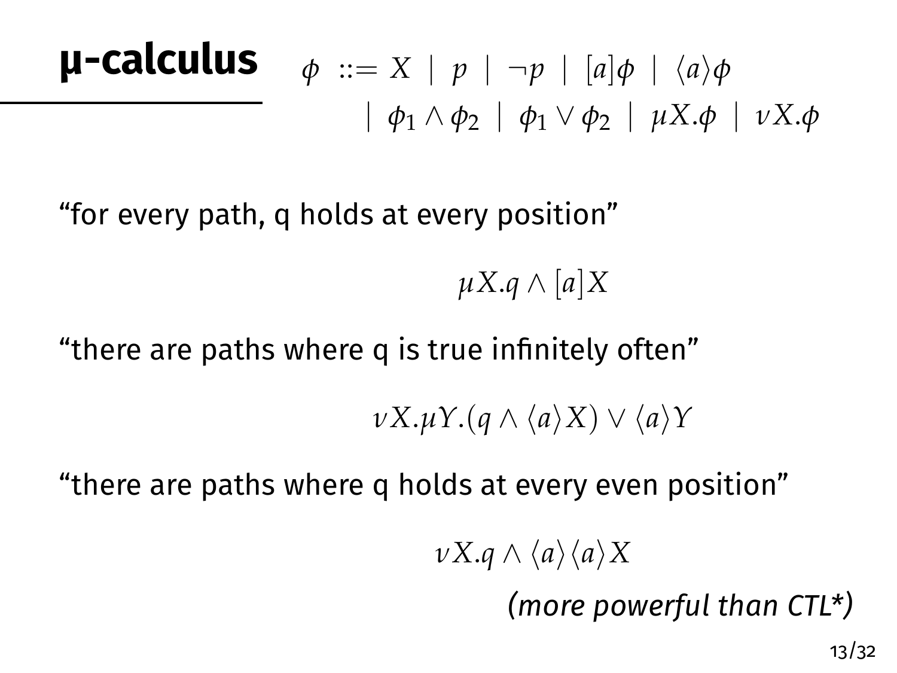# μ-calculus

$$\phi ::= X \mid p \mid \neg p \mid [a]\phi \mid \langle a \rangle \phi \mid \phi_1 \wedge \phi_2 \mid \phi_1 \vee \phi_2 \mid \mu X.\phi \mid \nu X.\phi$$

“for every path, q holds at every position”

$$\mu X.q \wedge [a]X$$

“there are paths where q is true infinitely often”

$$\nu X.\mu Y.(q \wedge \langle a \rangle X) \vee \langle a \rangle Y$$

“there are paths where q holds at every even position”

$$\nu X.q \wedge \langle a \rangle \langle a \rangle X$$

*(more powerful than CTL*)*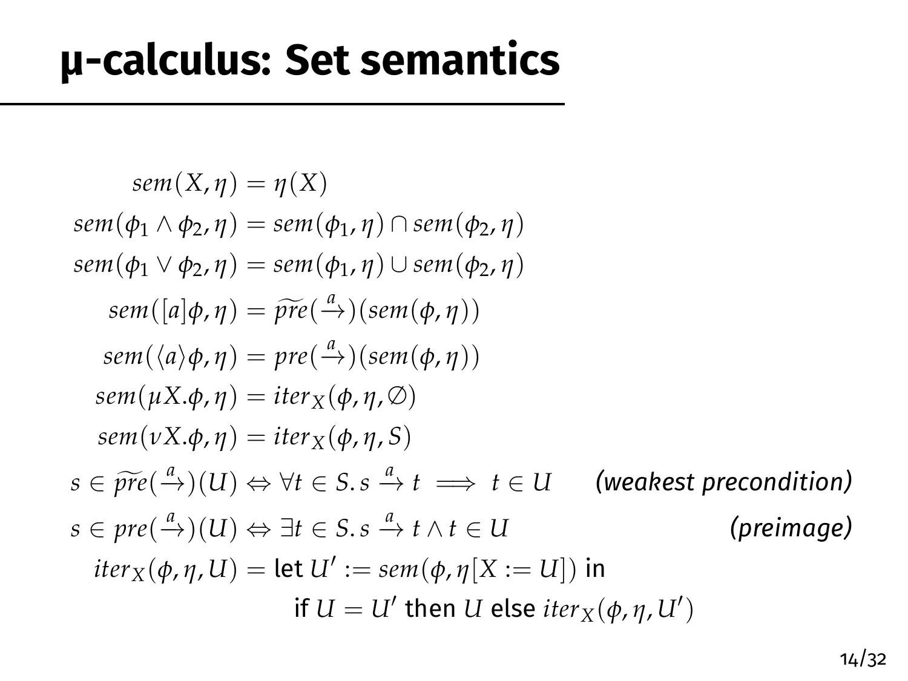# μ-calculus: Set semantics

$$
\begin{aligned}
sem(X, \eta) &= \eta(X) \\
sem(\phi_1 \wedge \phi_2, \eta) &= sem(\phi_1, \eta) \cap sem(\phi_2, \eta) \\
sem(\phi_1 \vee \phi_2, \eta) &= sem(\phi_1, \eta) \cup sem(\phi_2, \eta) \\
sem([a]\phi, \eta) &= \widetilde{pre}(\xrightarrow{a})(sem(\phi, \eta)) \\
sem(\langle a \rangle \phi, \eta) &= pre(\xrightarrow{a})(sem(\phi, \eta)) \\
sem(\mu X.\phi, \eta) &= iter_X(\phi, \eta, \emptyset) \\
sem(\nu X.\phi, \eta) &= iter_X(\phi, \eta, S) \\
s \in \widetilde{pre}(\xrightarrow{a})(U) &\Leftrightarrow \forall t \in S.\, s \xrightarrow{a} t \implies t \in U \qquad \textit{(weakest precondition)} \\
s \in pre(\xrightarrow{a})(U) &\Leftrightarrow \exists t \in S.\, s \xrightarrow{a} t \wedge t \in U \qquad \textit{(preimage)} \\
iter_X(\phi, \eta, U) &= \text{let } U' := sem(\phi, \eta[X := U]) \text{ in} \\
&\qquad \text{if } U = U' \text{ then } U \text{ else } iter_X(\phi, \eta, U')
\end{aligned}
$$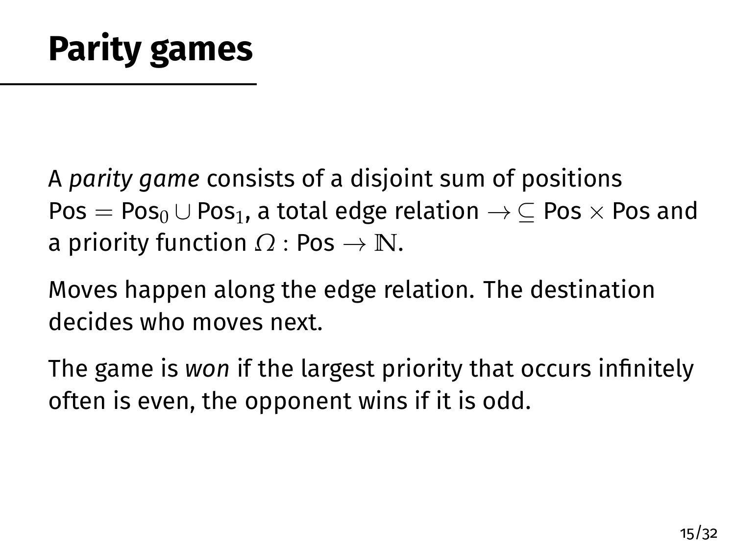# Parity games

A *parity game* consists of a disjoint sum of positions $\text{Pos} = \text{Pos}_0 \cup \text{Pos}_1$, a total edge relation $\rightarrow \subseteq \text{Pos} \times \text{Pos}$ and a priority function $\Omega : \text{Pos} \rightarrow \mathbb{N}$.

Moves happen along the edge relation. The destination decides who moves next.

The game is *won* if the largest priority that occurs infinitely often is even, the opponent wins if it is odd.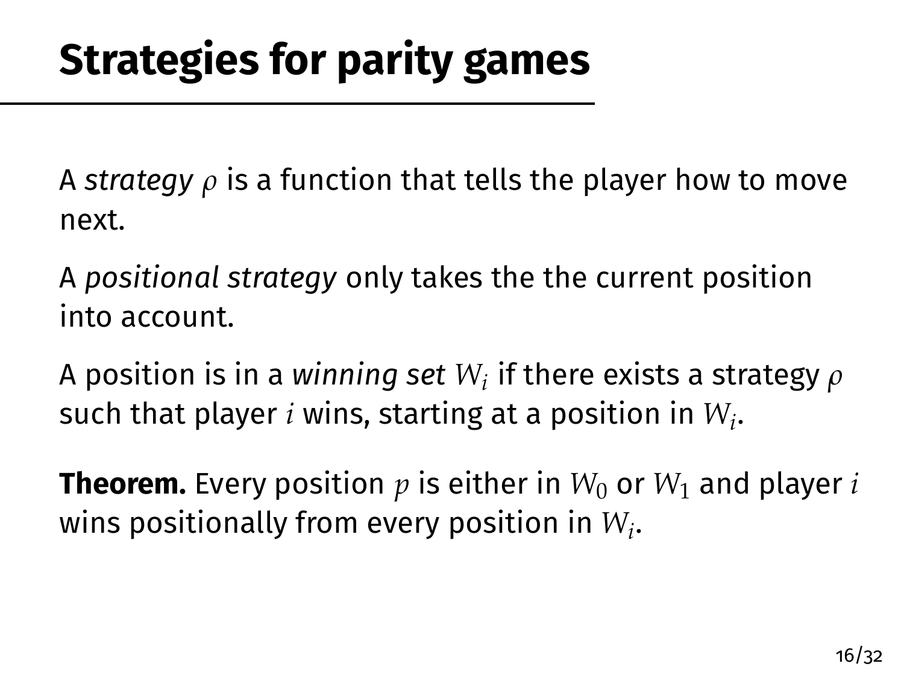# Strategies for parity games

A *strategy* $\rho$ is a function that tells the player how to move next.

A *positional strategy* only takes the the current position into account.

A position is in a *winning set* $W_i$ if there exists a strategy $\rho$ such that player $i$ wins, starting at a position in $W_i$.

**Theorem.** Every position $p$ is either in $W_0$ or $W_1$ and player $i$ wins positionally from every position in $W_i$.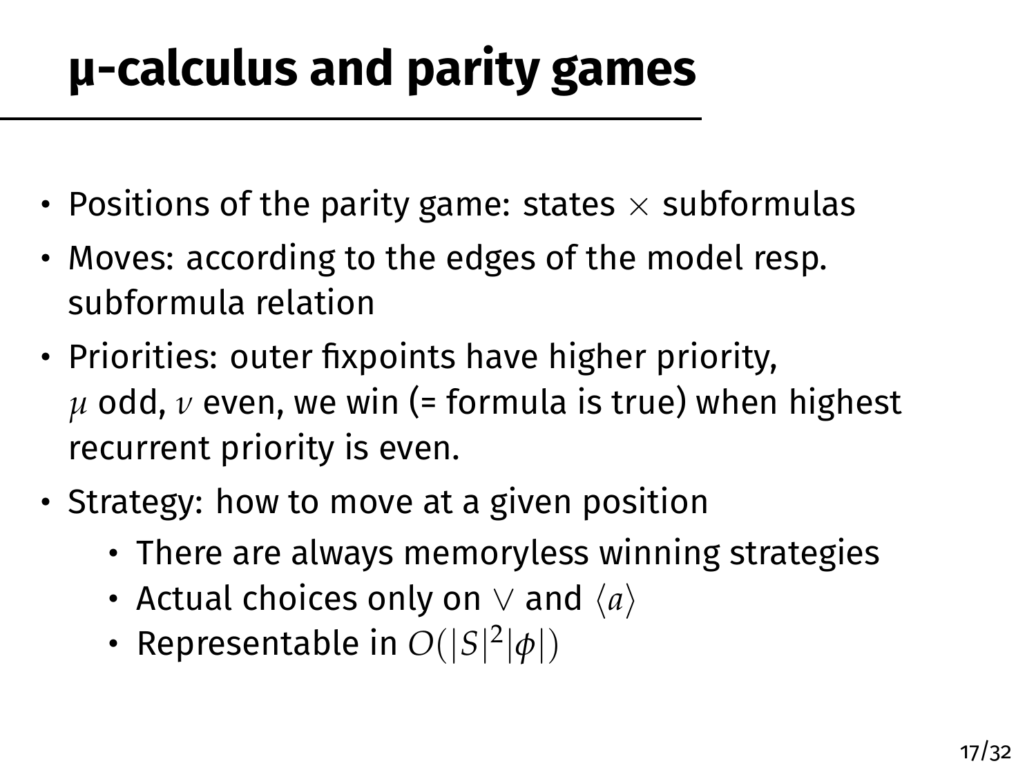# μ-calculus and parity games

- Positions of the parity game: states $\times$ subformulas
- Moves: according to the edges of the model resp. subformula relation
- Priorities: outer fixpoints have higher priority, $\mu$ odd, $\nu$ even, we win (= formula is true) when highest recurrent priority is even.
- Strategy: how to move at a given position
    - There are always memoryless winning strategies
    - Actual choices only on $\vee$ and $\langle a \rangle$
    - Representable in $O(|S|^2|\phi|)$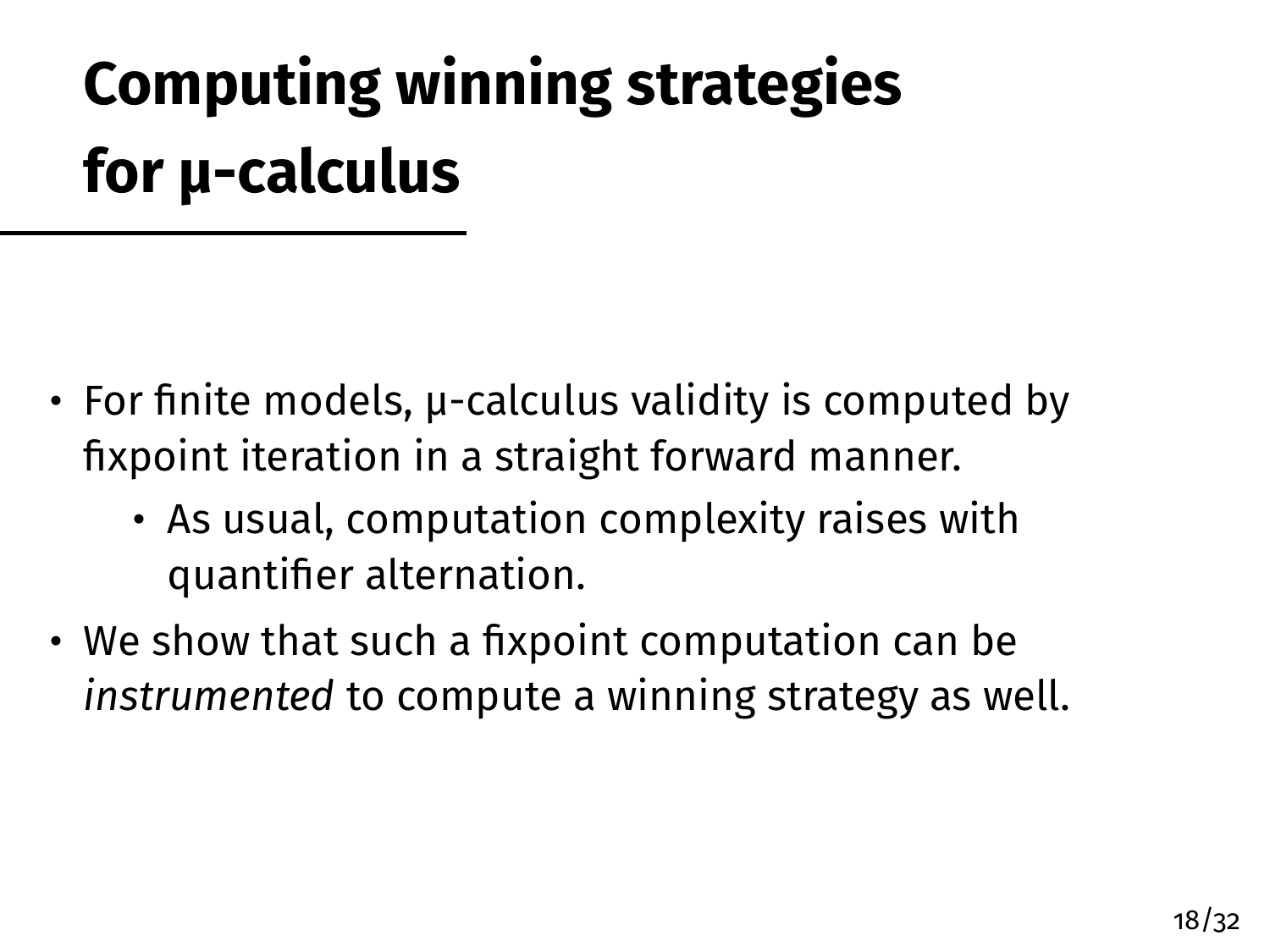# Computing winning strategies for μ-calculus

- For finite models, μ-calculus validity is computed by fixpoint iteration in a straight forward manner.
  - As usual, computation complexity raises with quantifier alternation.
- We show that such a fixpoint computation can be *instrumented* to compute a winning strategy as well.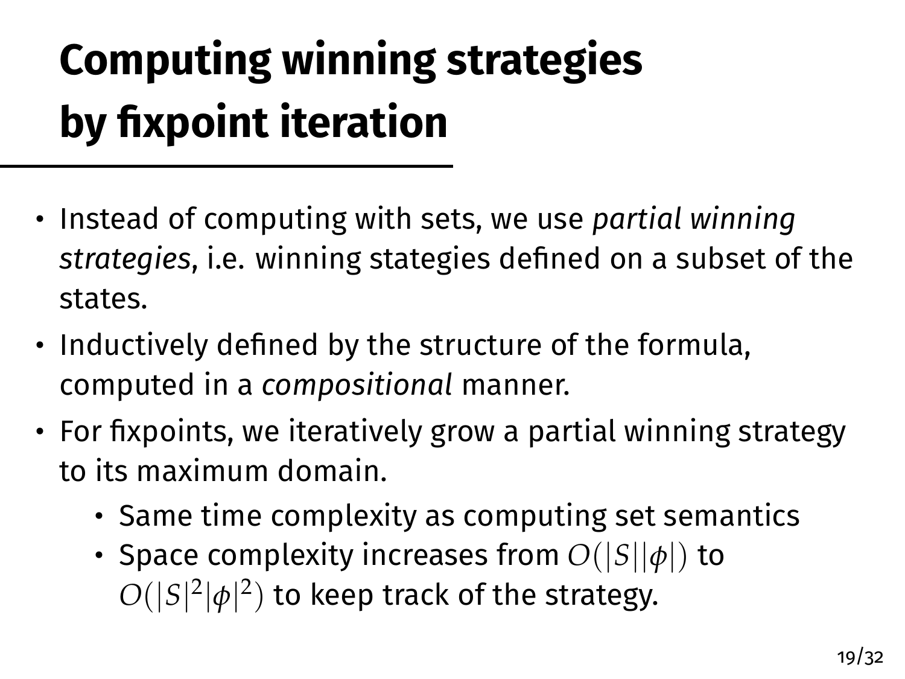# Computing winning strategies by fixpoint iteration

- Instead of computing with sets, we use *partial winning strategies*, i.e. winning stategies defined on a subset of the states.
- Inductively defined by the structure of the formula, computed in a *compositional* manner.
- For fixpoints, we iteratively grow a partial winning strategy to its maximum domain.
  - Same time complexity as computing set semantics
  - Space complexity increases from $O(|S||\phi|)$ to $O(|S|^2|\phi|^2)$ to keep track of the strategy.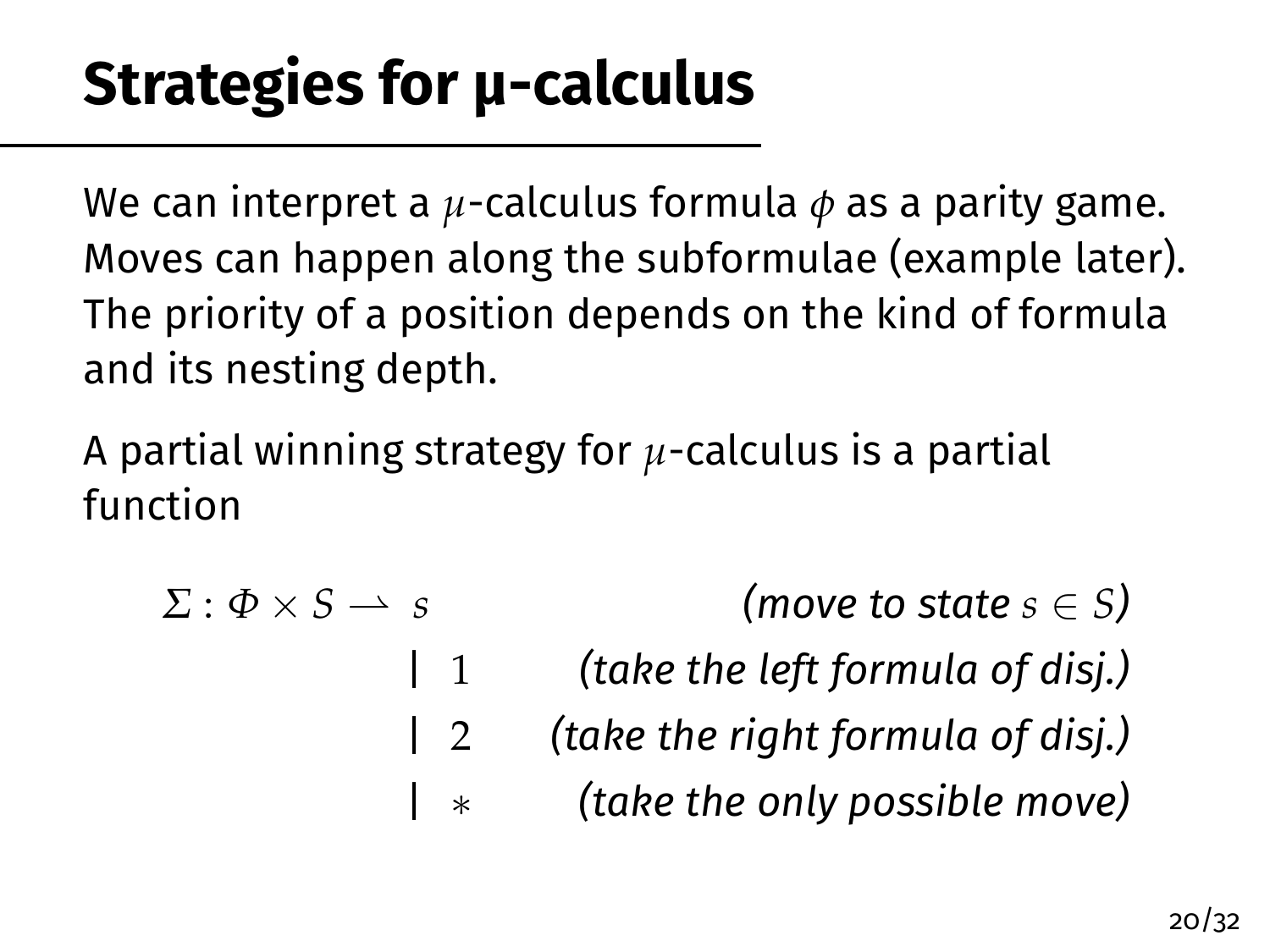# Strategies for μ-calculus

We can interpret a $\mu$-calculus formula $\phi$ as a parity game. Moves can happen along the subformulae (example later). The priority of a position depends on the kind of formula and its nesting depth.

A partial winning strategy for $\mu$-calculus is a partial function

$$
\begin{aligned}
\Sigma : \Phi \times S \rightharpoonup \; & s && \textit{(move to state } s \in S\textit{)} \\
| \; & 1 && \textit{(take the left formula of disj.)} \\
| \; & 2 && \textit{(take the right formula of disj.)} \\
| \; & * && \textit{(take the only possible move)}
\end{aligned}
$$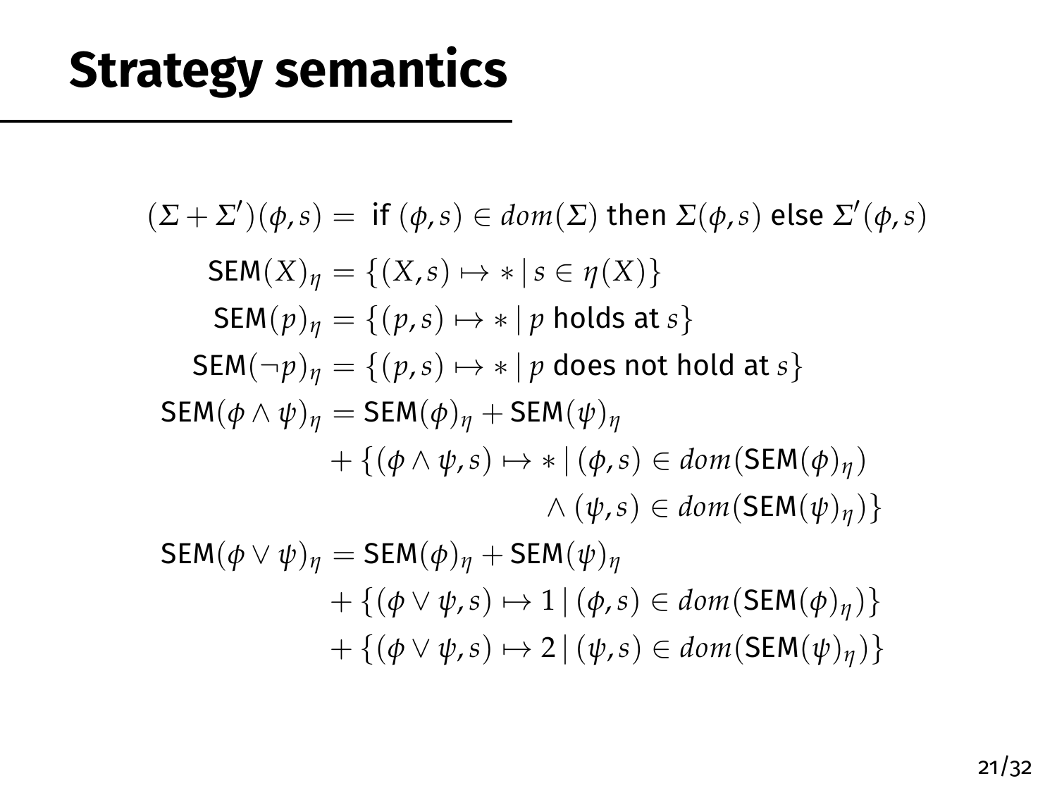# Strategy semantics

$$
\begin{aligned}
(\Sigma + \Sigma')(\phi, s) &= \text{ if } (\phi, s) \in dom(\Sigma) \text{ then } \Sigma(\phi, s) \text{ else } \Sigma'(\phi, s) \\
\mathsf{SEM}(X)_\eta &= \{(X, s) \mapsto * \mid s \in \eta(X)\} \\
\mathsf{SEM}(p)_\eta &= \{(p, s) \mapsto * \mid p \text{ holds at } s\} \\
\mathsf{SEM}(\neg p)_\eta &= \{(p, s) \mapsto * \mid p \text{ does not hold at } s\} \\
\mathsf{SEM}(\phi \wedge \psi)_\eta &= \mathsf{SEM}(\phi)_\eta + \mathsf{SEM}(\psi)_\eta \\
&\quad + \{(\phi \wedge \psi, s) \mapsto * \mid (\phi, s) \in dom(\mathsf{SEM}(\phi)_\eta) \\
&\qquad\qquad\qquad\qquad \wedge (\psi, s) \in dom(\mathsf{SEM}(\psi)_\eta)\} \\
\mathsf{SEM}(\phi \vee \psi)_\eta &= \mathsf{SEM}(\phi)_\eta + \mathsf{SEM}(\psi)_\eta \\
&\quad + \{(\phi \vee \psi, s) \mapsto 1 \mid (\phi, s) \in dom(\mathsf{SEM}(\phi)_\eta)\} \\
&\quad + \{(\phi \vee \psi, s) \mapsto 2 \mid (\psi, s) \in dom(\mathsf{SEM}(\psi)_\eta)\}
\end{aligned}
$$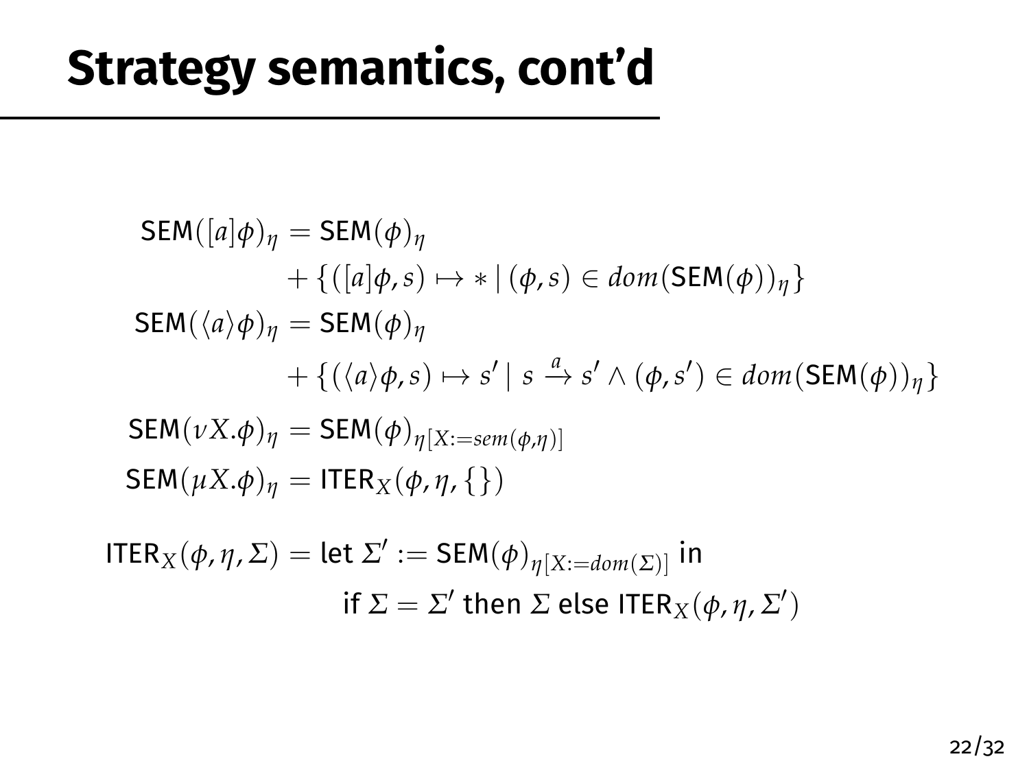# Strategy semantics, cont'd

$$
\begin{aligned}
\mathsf{SEM}([a]\phi)_\eta &= \mathsf{SEM}(\phi)_\eta \\
&\quad + \{([a]\phi, s) \mapsto * \mid (\phi, s) \in dom(\mathsf{SEM}(\phi))_\eta\} \\
\mathsf{SEM}(\langle a\rangle\phi)_\eta &= \mathsf{SEM}(\phi)_\eta \\
&\quad + \{(\langle a\rangle\phi, s) \mapsto s' \mid s \xrightarrow{a} s' \wedge (\phi, s') \in dom(\mathsf{SEM}(\phi))_\eta\} \\
\mathsf{SEM}(\nu X.\phi)_\eta &= \mathsf{SEM}(\phi)_{\eta[X:=sem(\phi,\eta)]} \\
\mathsf{SEM}(\mu X.\phi)_\eta &= \mathsf{ITER}_X(\phi, \eta, \{\})
\end{aligned}
$$

$$
\begin{aligned}
\mathsf{ITER}_X(\phi, \eta, \Sigma) &= \text{let } \Sigma' := \mathsf{SEM}(\phi)_{\eta[X:=dom(\Sigma)]} \text{ in} \\
&\qquad \text{if } \Sigma = \Sigma' \text{ then } \Sigma \text{ else } \mathsf{ITER}_X(\phi, \eta, \Sigma')
\end{aligned}
$$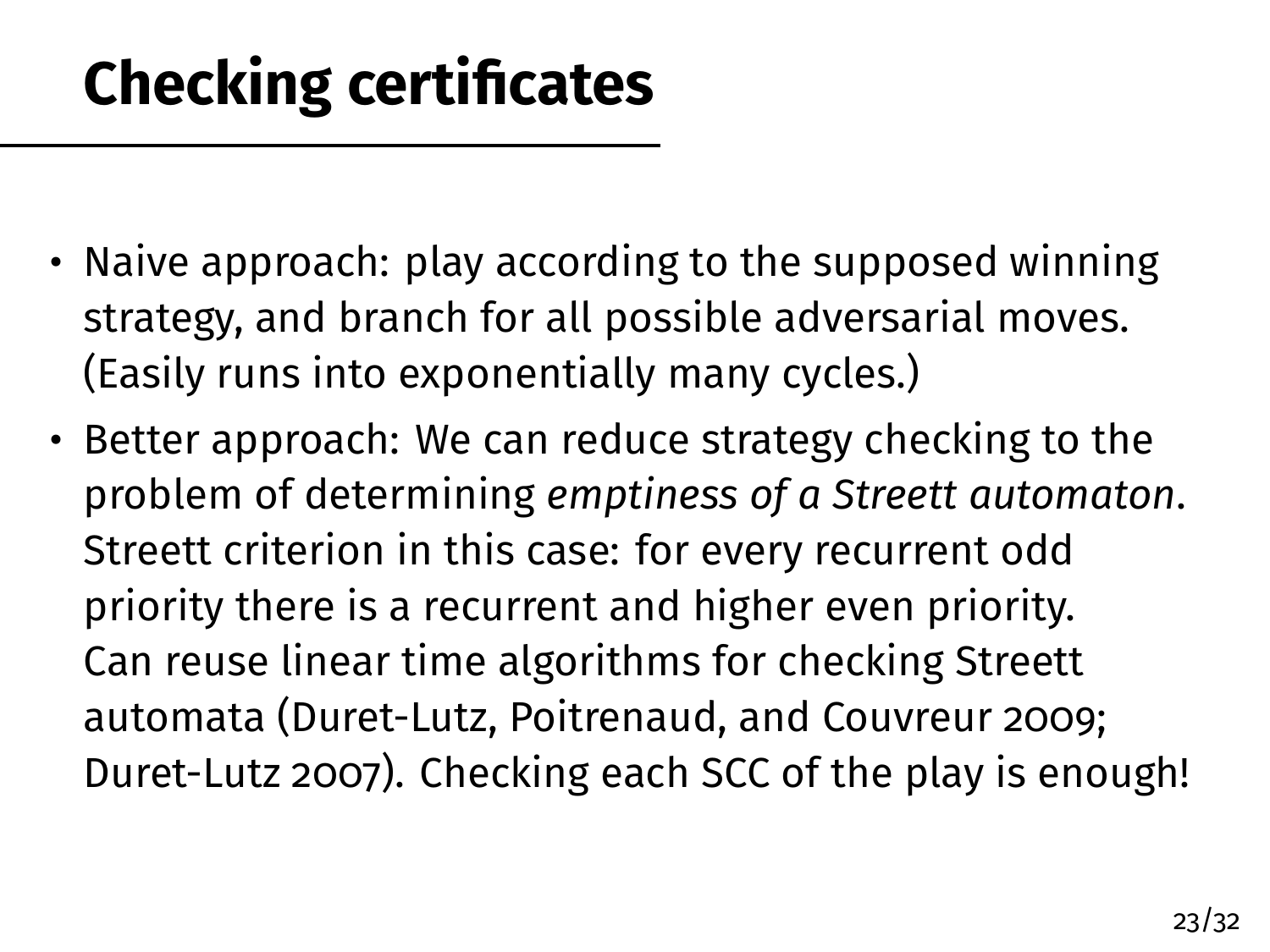# Checking certificates

- Naive approach: play according to the supposed winning strategy, and branch for all possible adversarial moves. (Easily runs into exponentially many cycles.)
- Better approach: We can reduce strategy checking to the problem of determining *emptiness of a Streett automaton*. Streett criterion in this case: for every recurrent odd priority there is a recurrent and higher even priority. Can reuse linear time algorithms for checking Streett automata (Duret-Lutz, Poitrenaud, and Couvreur 2009; Duret-Lutz 2007). Checking each SCC of the play is enough!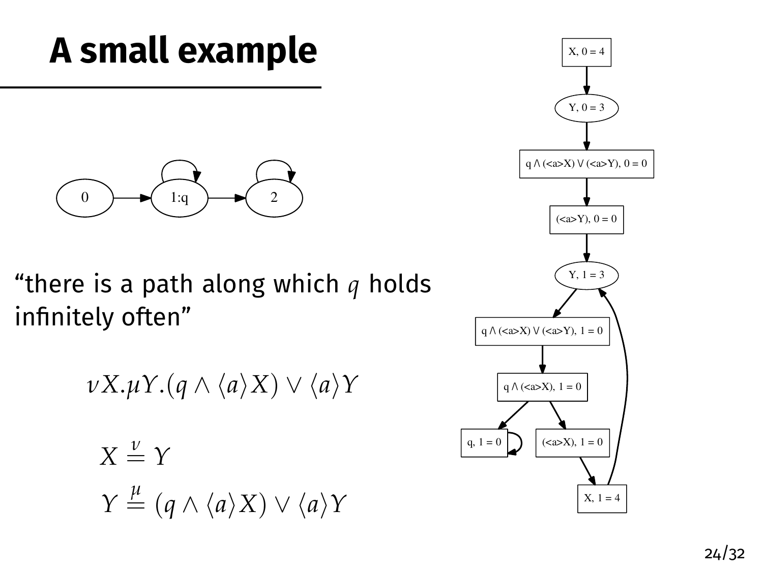# A small example

“there is a path along which $q$ holds infinitely often”

$$\nu X.\mu Y.(q \wedge \langle a \rangle X) \vee \langle a \rangle Y$$

$$X \stackrel{\nu}{=} Y$$

$$Y \stackrel{\mu}{=} (q \wedge \langle a \rangle X) \vee \langle a \rangle Y$$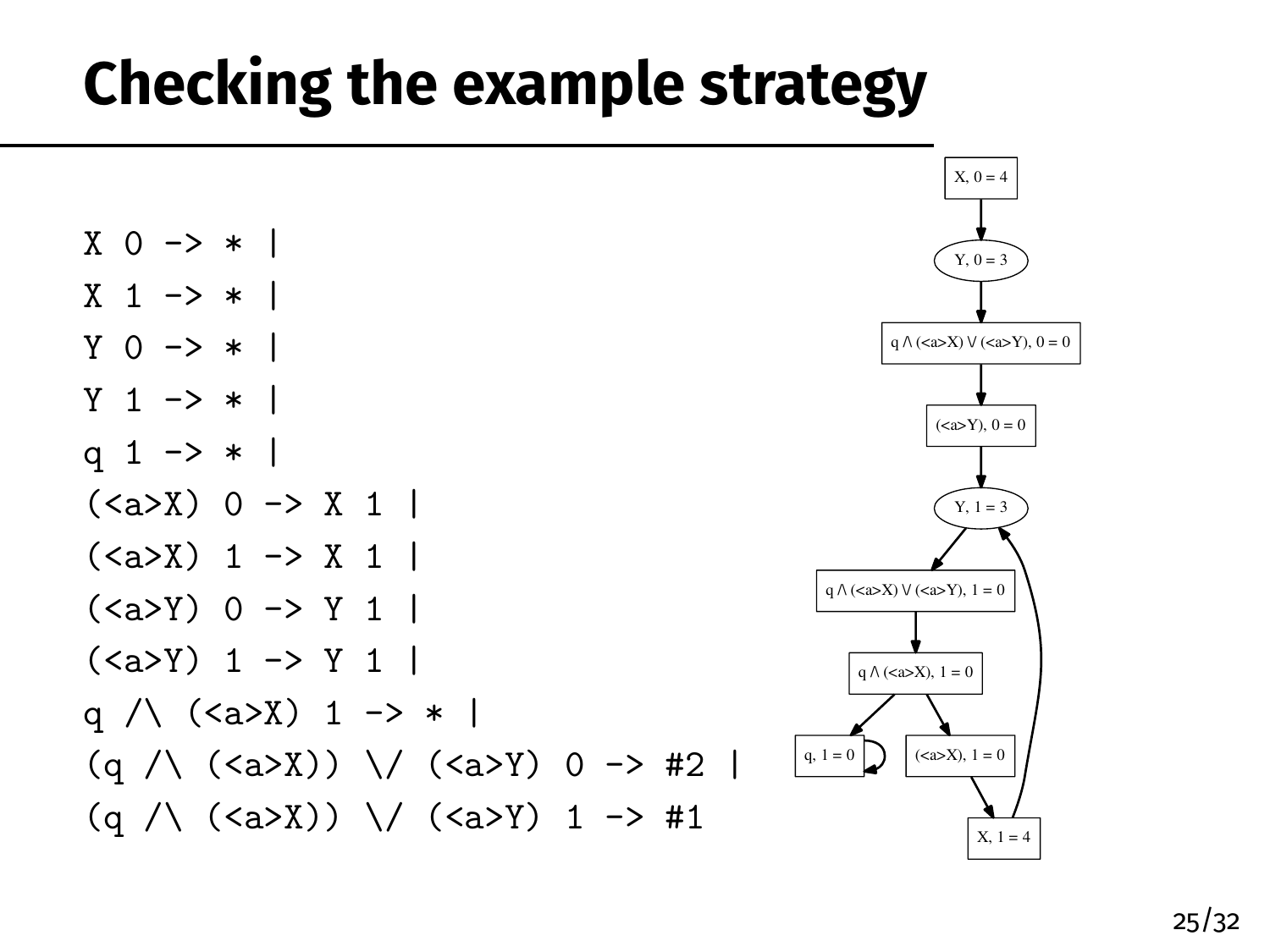# Checking the example strategy

```
X 0 -> * |
X 1 -> * |
Y 0 -> * |
Y 1 -> * |
q 1 -> * |
(<a>X) 0 -> X 1 |
(<a>X) 1 -> X 1 |
(<a>Y) 0 -> Y 1 |
(<a>Y) 1 -> Y 1 |
q /\ (<a>X) 1 -> * |
(q /\ (<a>X)) \/ (<a>Y) 0 -> #2 |
(q /\ (<a>X)) \/ (<a>Y) 1 -> #1
```

X, 0 = 4

Y, 0 = 3

q ∧ (<a>X) ∨ (<a>Y), 0 = 0

(<a>Y), 0 = 0

Y, 1 = 3

q ∧ (<a>X) ∨ (<a>Y), 1 = 0

q ∧ (<a>X), 1 = 0

q, 1 = 0

(<a>X), 1 = 0

X, 1 = 4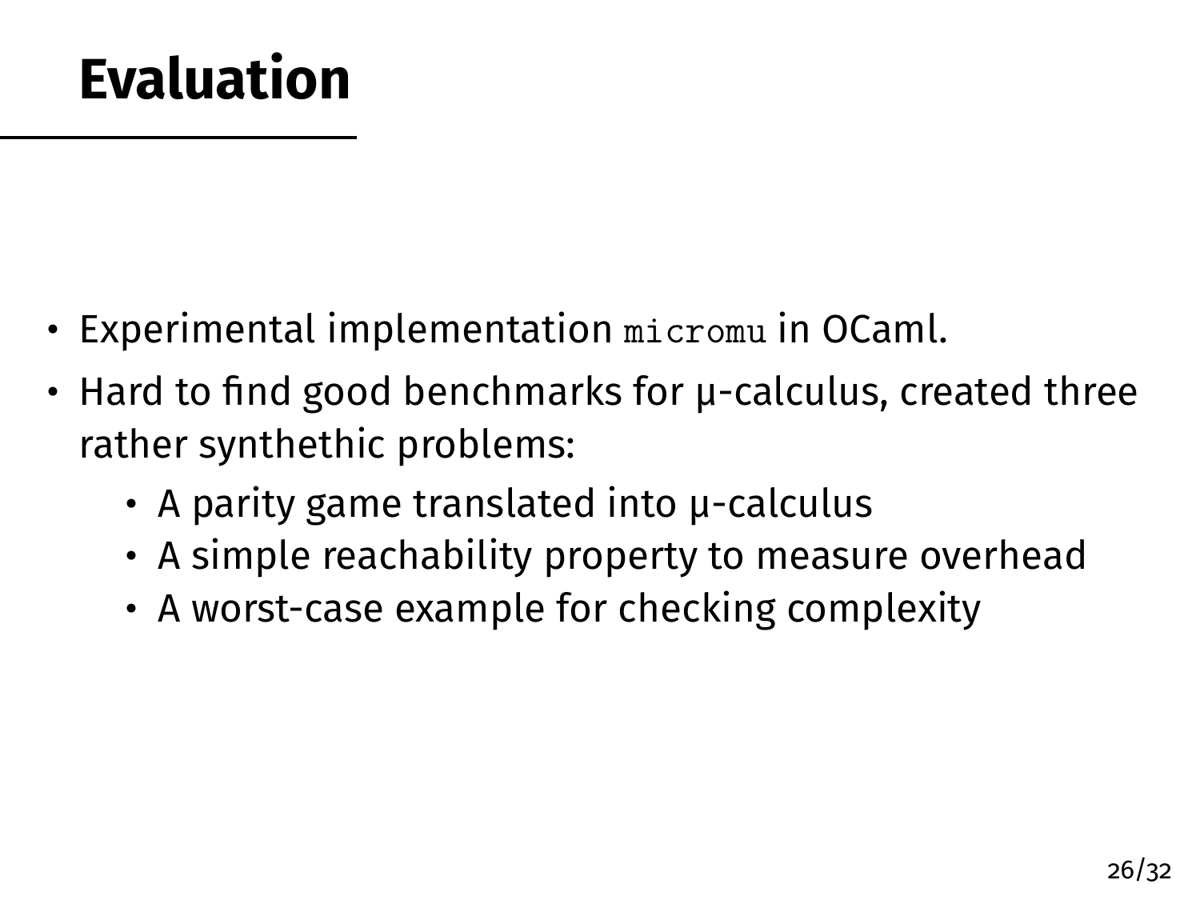# Evaluation

- Experimental implementation `micromu` in OCaml.
- Hard to find good benchmarks for μ-calculus, created three rather synthethic problems:
  - A parity game translated into μ-calculus
  - A simple reachability property to measure overhead
  - A worst-case example for checking complexity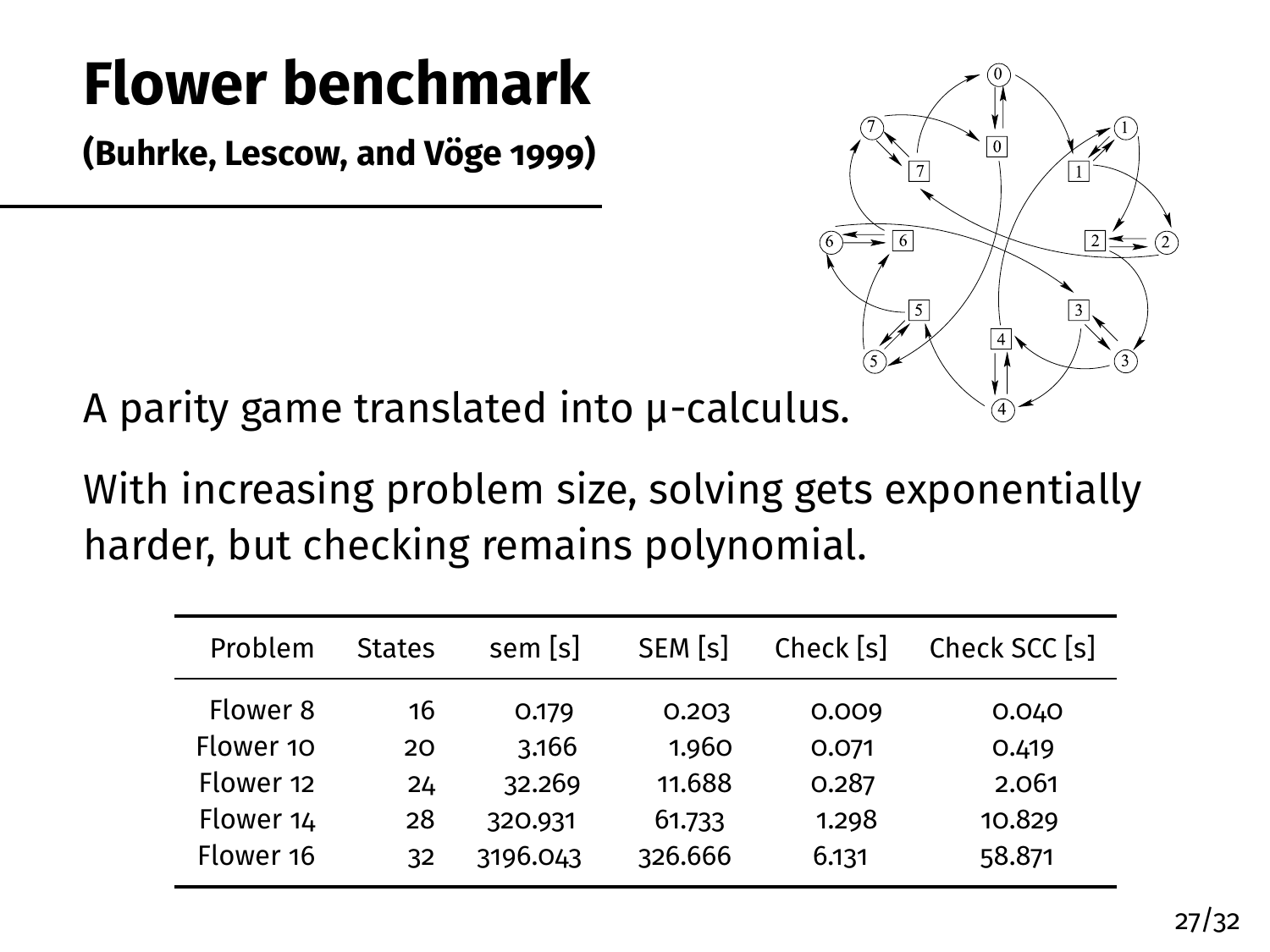# Flower benchmark

**(Buhrke, Lescow, and Vöge 1999)**

A parity game translated into μ-calculus.

With increasing problem size, solving gets exponentially harder, but checking remains polynomial.

| Problem | States | sem [s] | SEM [s] | Check [s] | Check SCC [s] |
|---|---|---|---|---|---|
| Flower 8 | 16 | 0.179 | 0.203 | 0.009 | 0.040 |
| Flower 10 | 20 | 3.166 | 1.960 | 0.071 | 0.419 |
| Flower 12 | 24 | 32.269 | 11.688 | 0.287 | 2.061 |
| Flower 14 | 28 | 320.931 | 61.733 | 1.298 | 10.829 |
| Flower 16 | 32 | 3196.043 | 326.666 | 6.131 | 58.871 |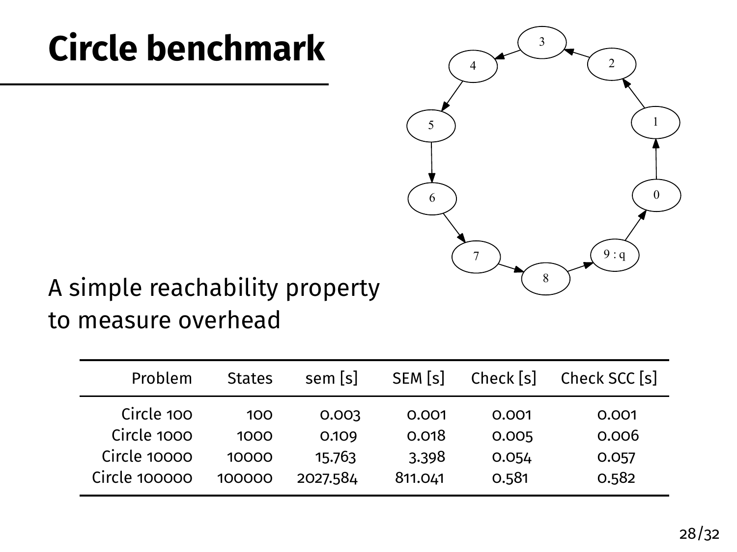# Circle benchmark

A simple reachability property to measure overhead

| Problem | States | sem [s] | SEM [s] | Check [s] | Check SCC [s] |
| --- | --- | --- | --- | --- | --- |
| Circle 100 | 100 | 0.003 | 0.001 | 0.001 | 0.001 |
| Circle 1000 | 1000 | 0.109 | 0.018 | 0.005 | 0.006 |
| Circle 10000 | 10000 | 15.763 | 3.398 | 0.054 | 0.057 |
| Circle 100000 | 100000 | 2027.584 | 811.041 | 0.581 | 0.582 |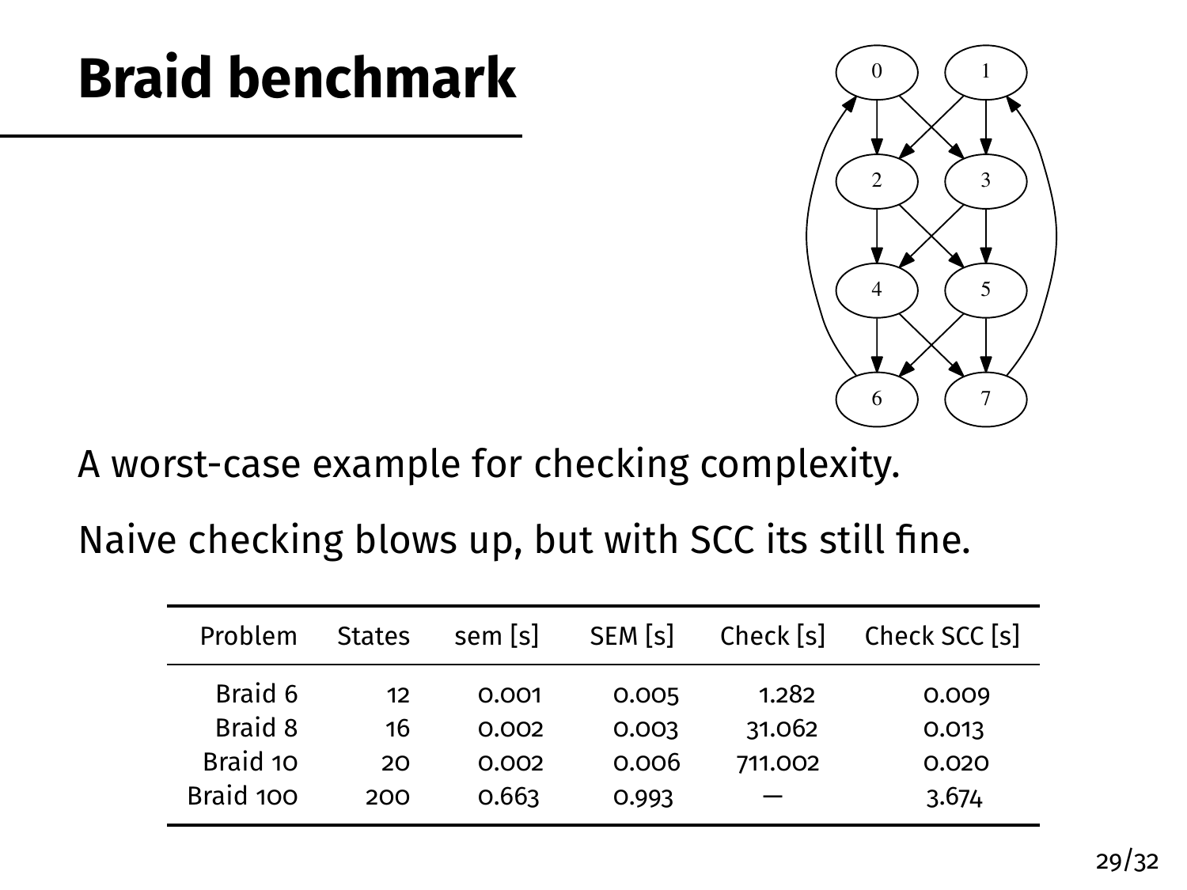# Braid benchmark

A worst-case example for checking complexity.

Naive checking blows up, but with SCC its still fine.

| Problem | States | sem [s] | SEM [s] | Check [s] | Check SCC [s] |
|---|---|---|---|---|---|
| Braid 6 | 12 | 0.001 | 0.005 | 1.282 | 0.009 |
| Braid 8 | 16 | 0.002 | 0.003 | 31.062 | 0.013 |
| Braid 10 | 20 | 0.002 | 0.006 | 711.002 | 0.020 |
| Braid 100 | 200 | 0.663 | 0.993 | — | 3.674 |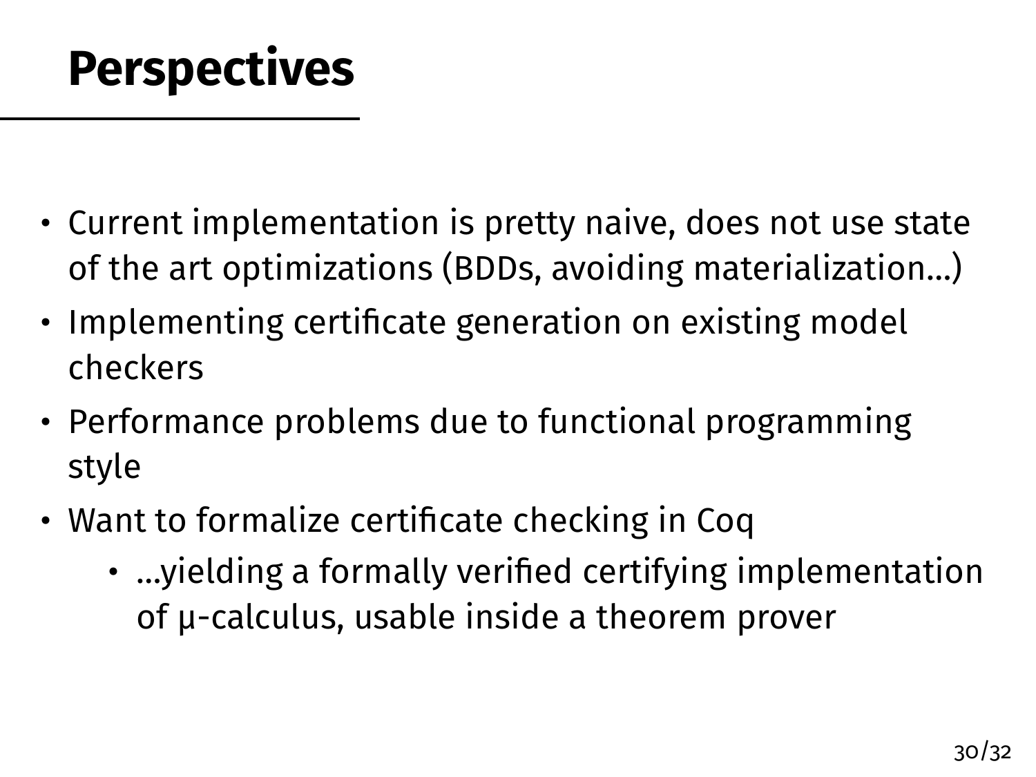# Perspectives

- Current implementation is pretty naive, does not use state of the art optimizations (BDDs, avoiding materialization…)
- Implementing certificate generation on existing model checkers
- Performance problems due to functional programming style
- Want to formalize certificate checking in Coq
  - …yielding a formally verified certifying implementation of μ-calculus, usable inside a theorem prover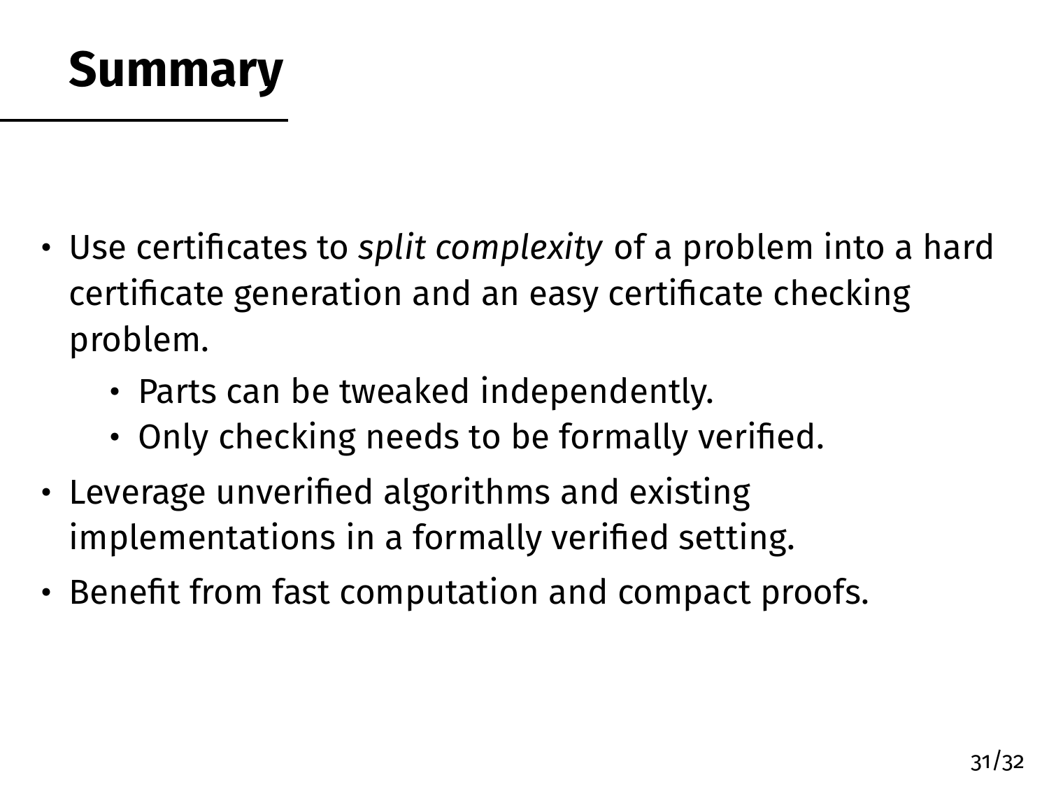# Summary

- Use certificates to *split complexity* of a problem into a hard certificate generation and an easy certificate checking problem.
    - Parts can be tweaked independently.
    - Only checking needs to be formally verified.
- Leverage unverified algorithms and existing implementations in a formally verified setting.
- Benefit from fast computation and compact proofs.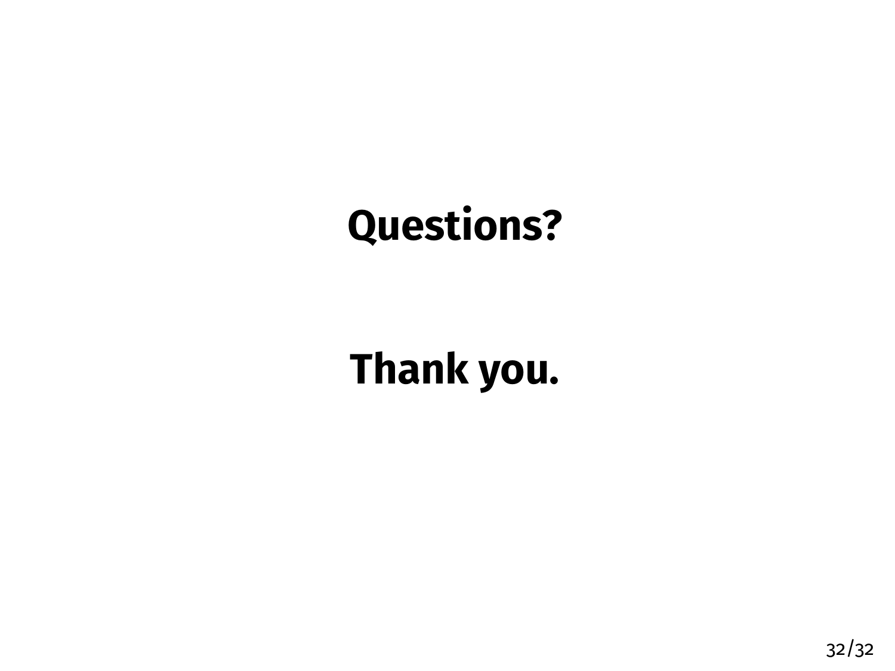**Questions?**

**Thank you.**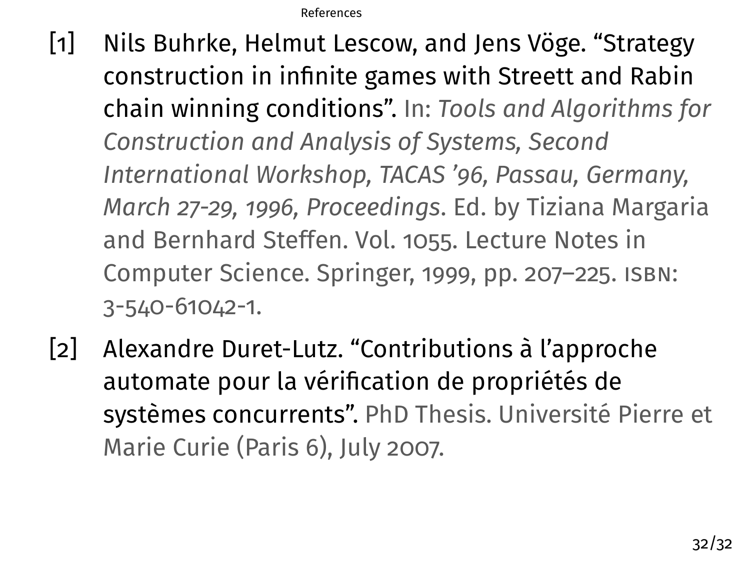# References

[1] Nils Buhrke, Helmut Lescow, and Jens Vöge. "Strategy construction in infinite games with Streett and Rabin chain winning conditions". In: *Tools and Algorithms for Construction and Analysis of Systems, Second International Workshop, TACAS '96, Passau, Germany, March 27-29, 1996, Proceedings*. Ed. by Tiziana Margaria and Bernhard Steffen. Vol. 1055. Lecture Notes in Computer Science. Springer, 1999, pp. 207–225. ISBN: 3-540-61042-1.

[2] Alexandre Duret-Lutz. "Contributions à l'approche automate pour la vérification de propriétés de systèmes concurrents". PhD Thesis. Université Pierre et Marie Curie (Paris 6), July 2007.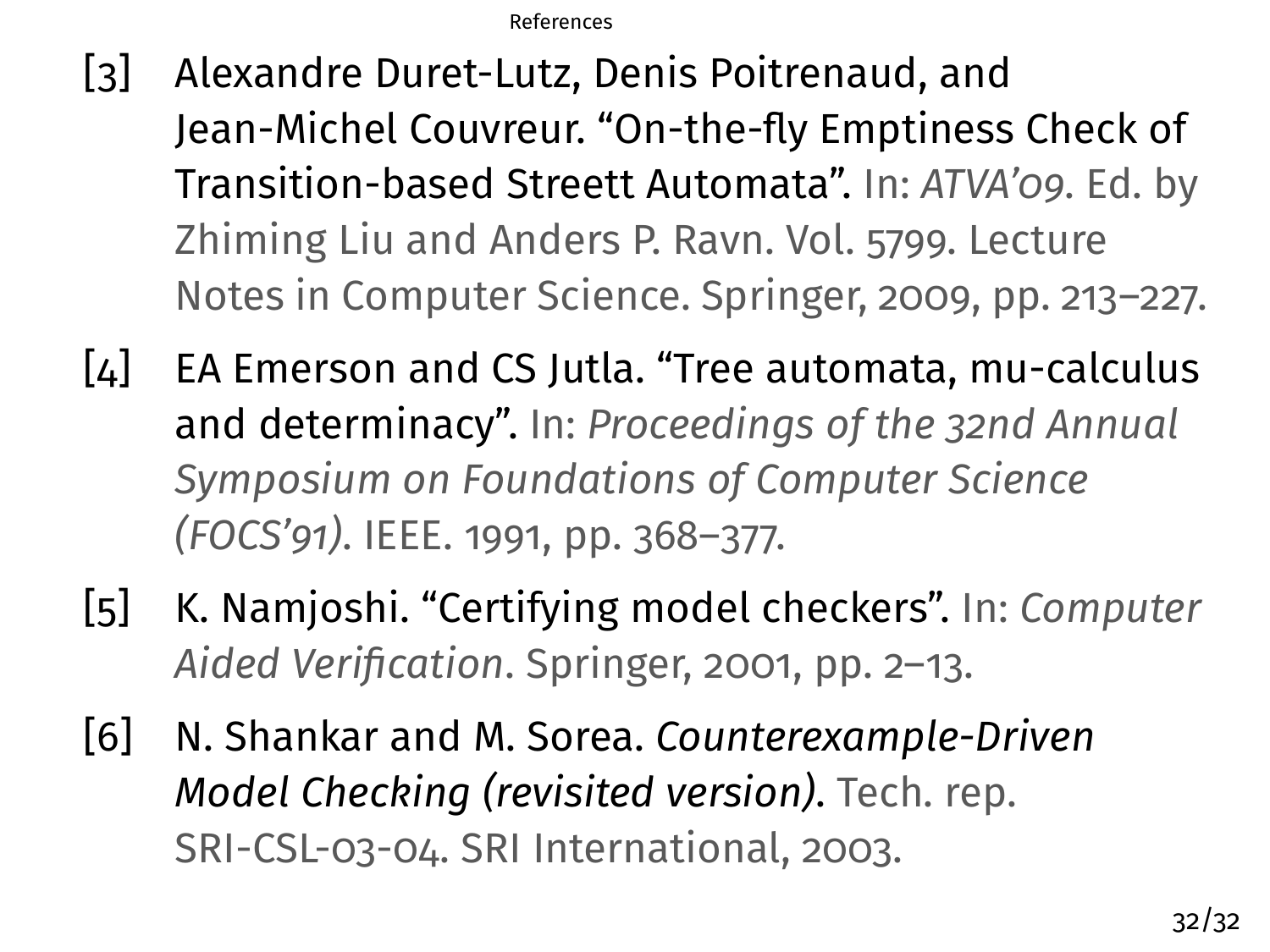[3] Alexandre Duret-Lutz, Denis Poitrenaud, and Jean-Michel Couvreur. "On-the-fly Emptiness Check of Transition-based Streett Automata". In: *ATVA'09*. Ed. by Zhiming Liu and Anders P. Ravn. Vol. 5799. Lecture Notes in Computer Science. Springer, 2009, pp. 213–227.

[4] EA Emerson and CS Jutla. "Tree automata, mu-calculus and determinacy". In: *Proceedings of the 32nd Annual Symposium on Foundations of Computer Science (FOCS'91)*. IEEE. 1991, pp. 368–377.

[5] K. Namjoshi. "Certifying model checkers". In: *Computer Aided Verification*. Springer, 2001, pp. 2–13.

[6] N. Shankar and M. Sorea. *Counterexample-Driven Model Checking (revisited version)*. Tech. rep. SRI-CSL-03-04. SRI International, 2003.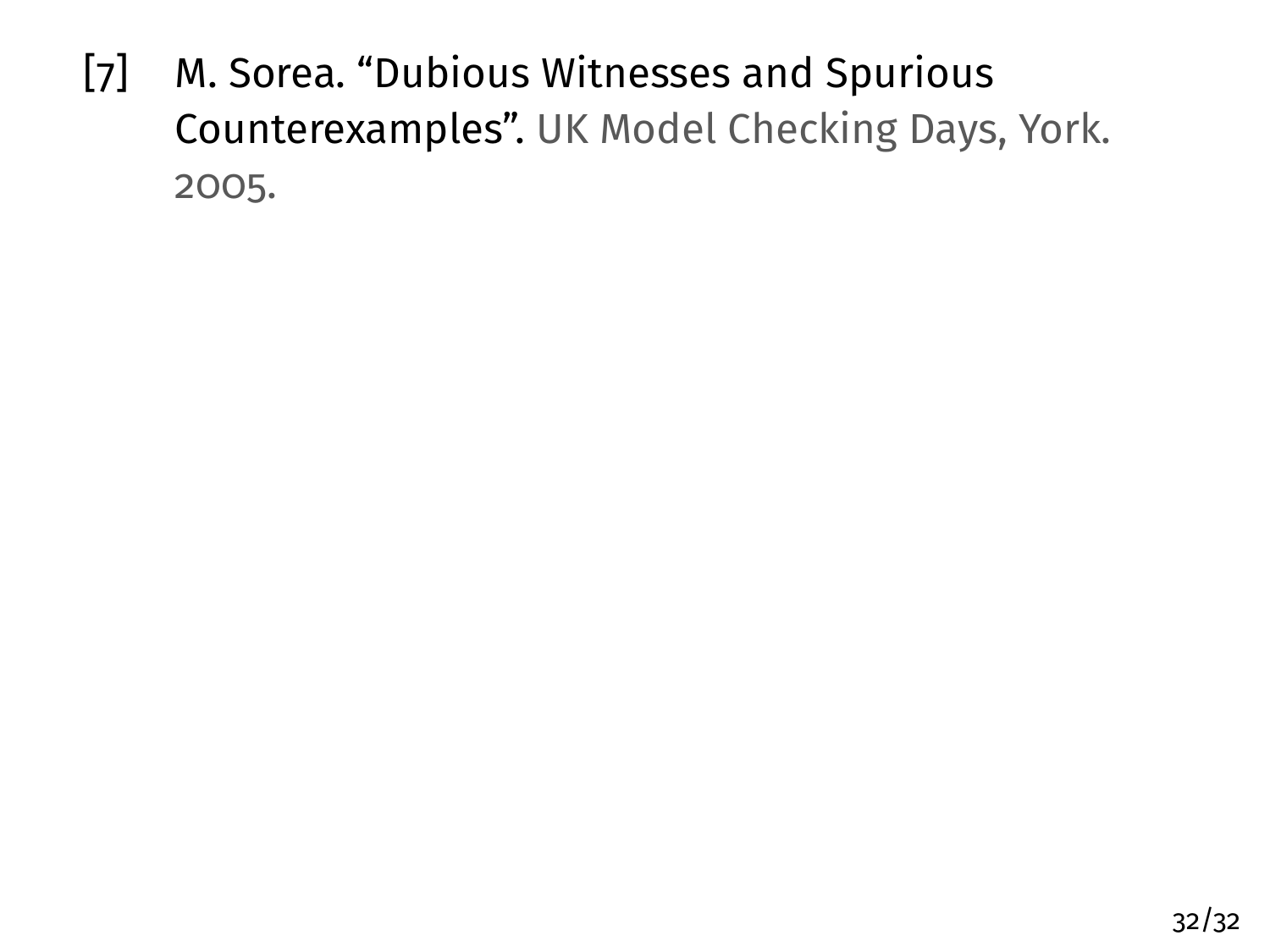[7] M. Sorea. “Dubious Witnesses and Spurious Counterexamples”. UK Model Checking Days, York. 2005.